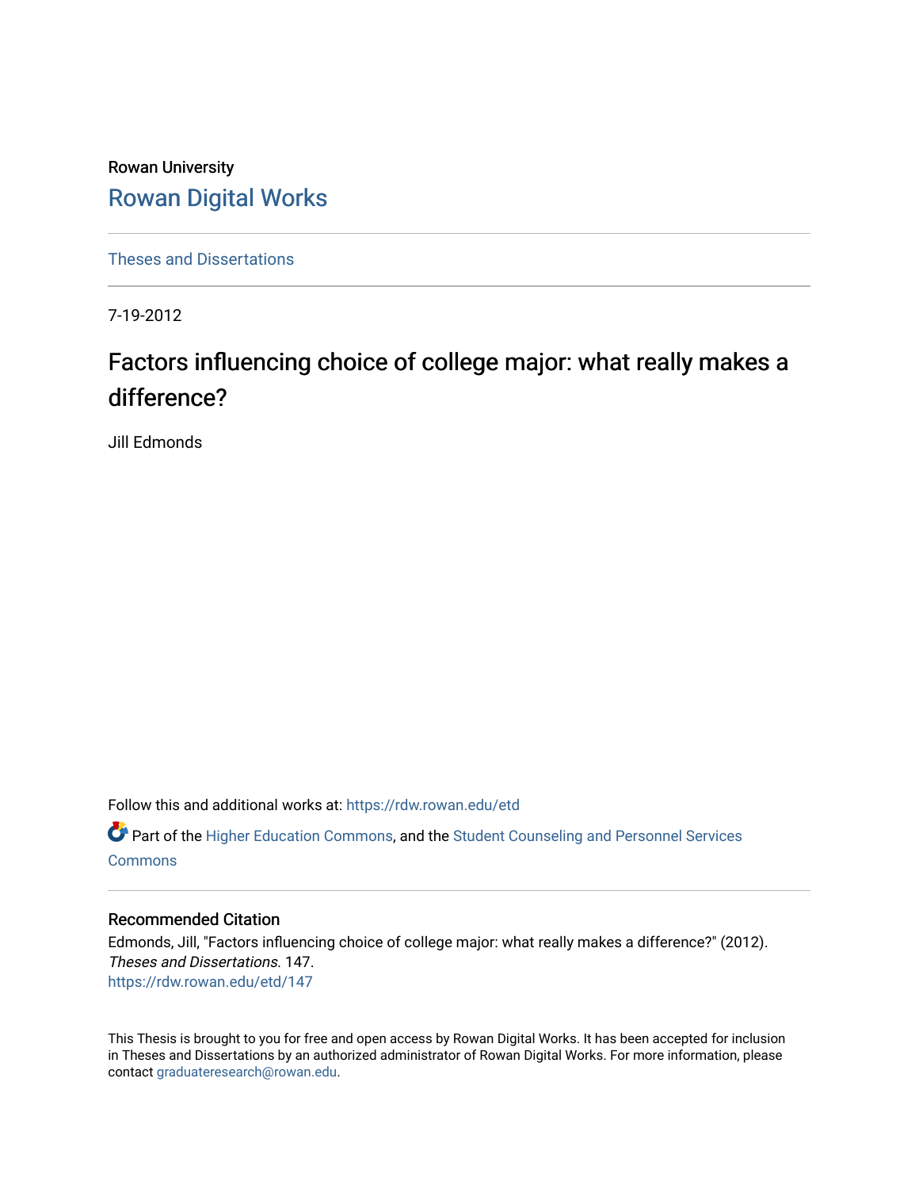Rowan University

# Rowan Digital Works

Theses and Dissertations

7-19-2012

# Factors influencing choice of college major: what really makes a difference?

Jill Edmonds

Follow this and additional works at: https://rdw.rowan.edu/etd

Part of the Higher Education Commons, and the Student Counseling and Personnel Services Commons

## Recommended Citation

Edmonds, Jill, "Factors influencing choice of college major: what really makes a difference?" (2012). *Theses and Dissertations*. 147.
https://rdw.rowan.edu/etd/147

This Thesis is brought to you for free and open access by Rowan Digital Works. It has been accepted for inclusion in Theses and Dissertations by an authorized administrator of Rowan Digital Works. For more information, please contact graduateresearch@rowan.edu.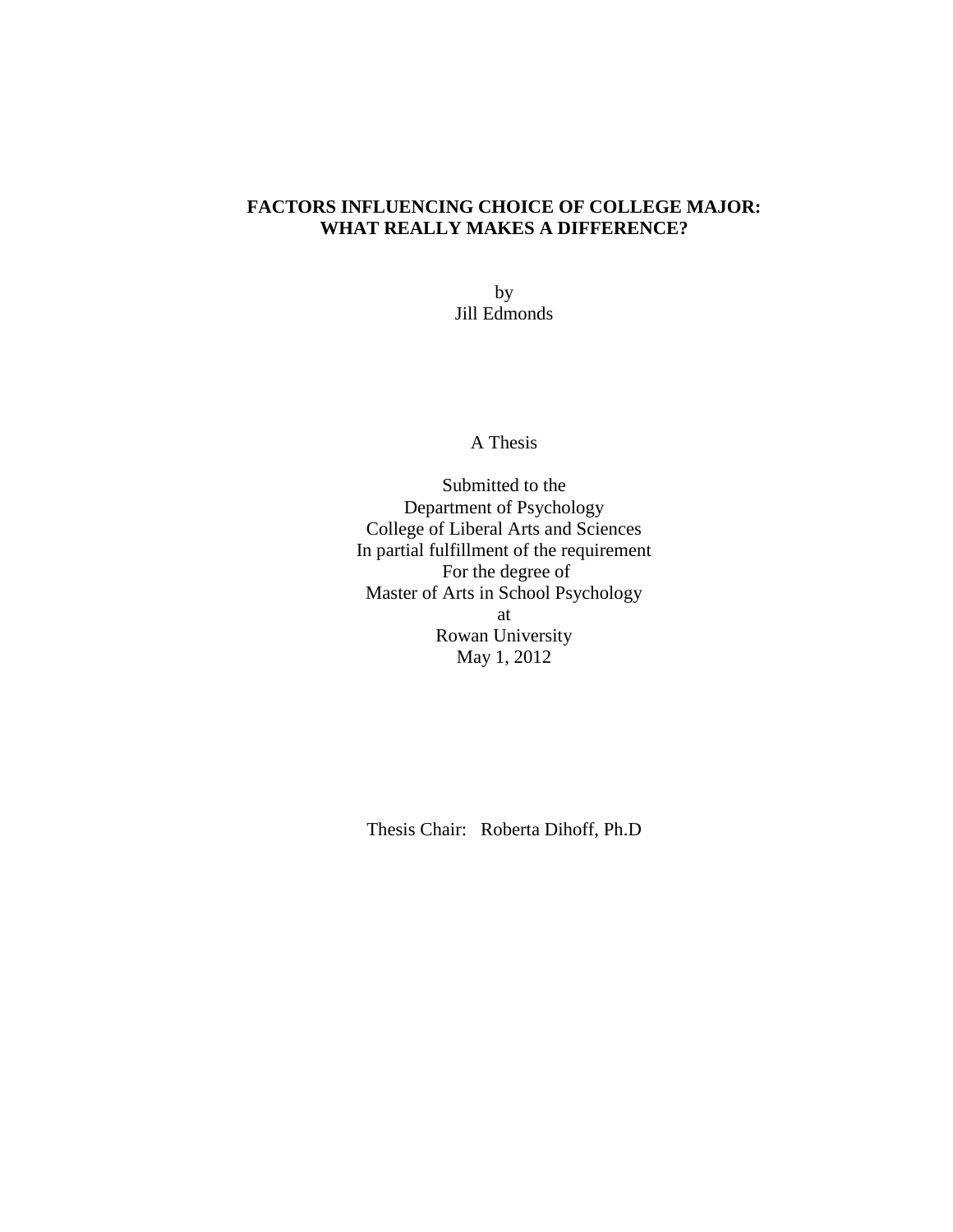# FACTORS INFLUENCING CHOICE OF COLLEGE MAJOR: WHAT REALLY MAKES A DIFFERENCE?

by
Jill Edmonds

A Thesis

Submitted to the
Department of Psychology
College of Liberal Arts and Sciences
In partial fulfillment of the requirement
For the degree of
Master of Arts in School Psychology
at
Rowan University
May 1, 2012

Thesis Chair: Roberta Dihoff, Ph.D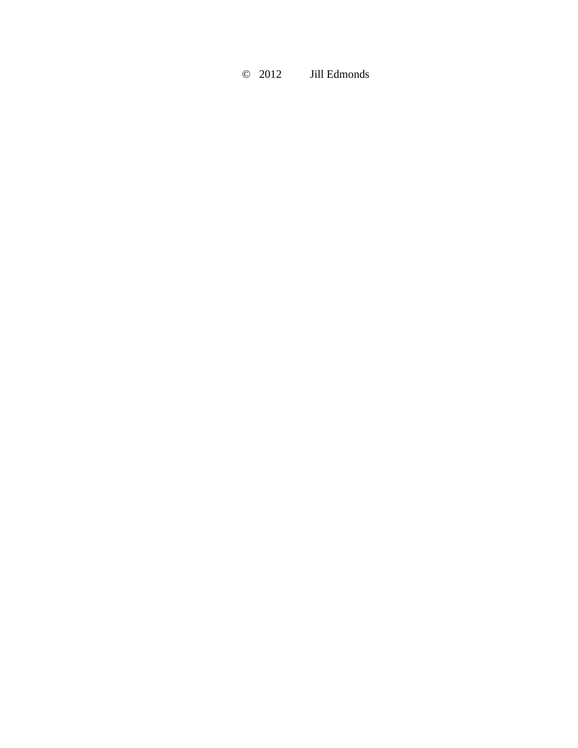© 2012 Jill Edmonds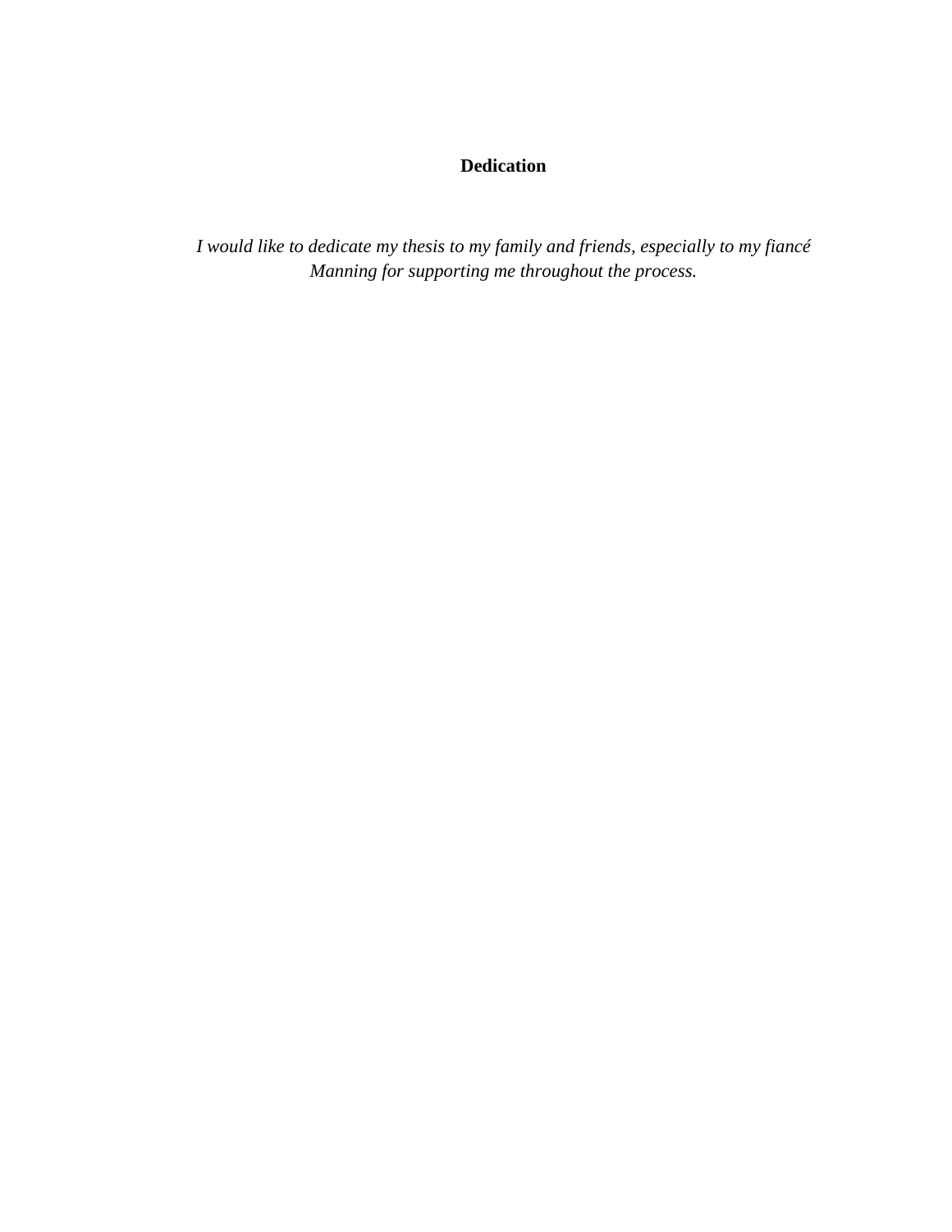# Dedication

*I would like to dedicate my thesis to my family and friends, especially to my fiancé Manning for supporting me throughout the process.*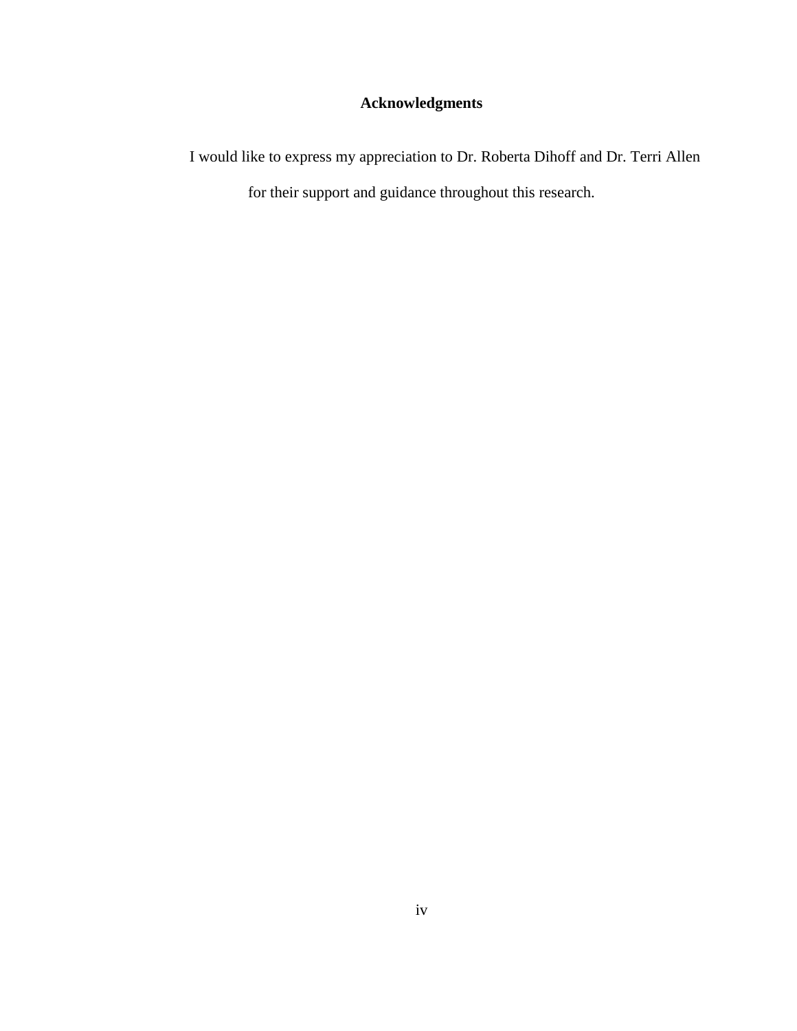## Acknowledgments

I would like to express my appreciation to Dr. Roberta Dihoff and Dr. Terri Allen for their support and guidance throughout this research.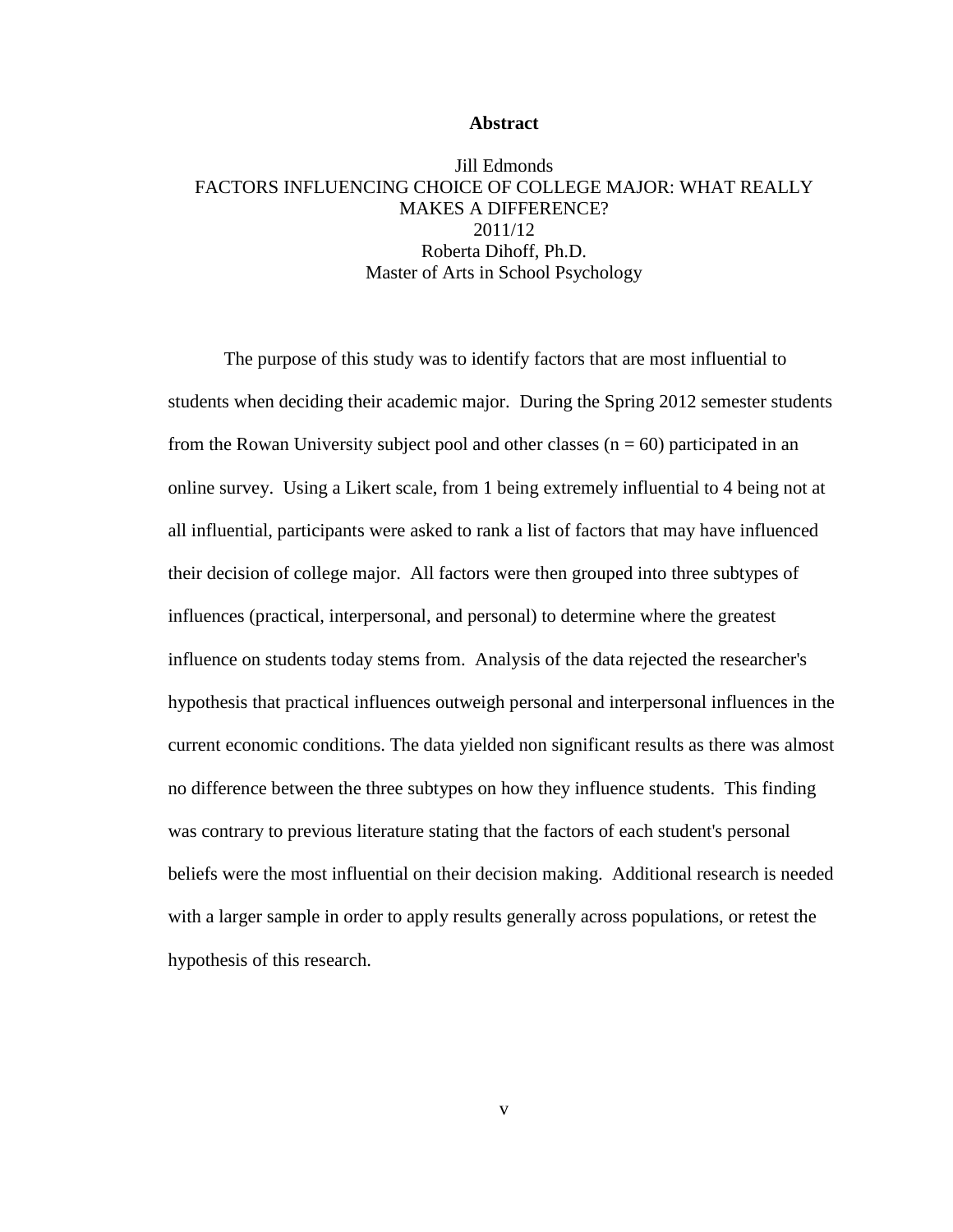# Abstract

Jill Edmonds
FACTORS INFLUENCING CHOICE OF COLLEGE MAJOR: WHAT REALLY MAKES A DIFFERENCE?
2011/12
Roberta Dihoff, Ph.D.
Master of Arts in School Psychology

The purpose of this study was to identify factors that are most influential to students when deciding their academic major. During the Spring 2012 semester students from the Rowan University subject pool and other classes ($n = 60$) participated in an online survey. Using a Likert scale, from 1 being extremely influential to 4 being not at all influential, participants were asked to rank a list of factors that may have influenced their decision of college major. All factors were then grouped into three subtypes of influences (practical, interpersonal, and personal) to determine where the greatest influence on students today stems from. Analysis of the data rejected the researcher's hypothesis that practical influences outweigh personal and interpersonal influences in the current economic conditions. The data yielded non significant results as there was almost no difference between the three subtypes on how they influence students. This finding was contrary to previous literature stating that the factors of each student's personal beliefs were the most influential on their decision making. Additional research is needed with a larger sample in order to apply results generally across populations, or retest the hypothesis of this research.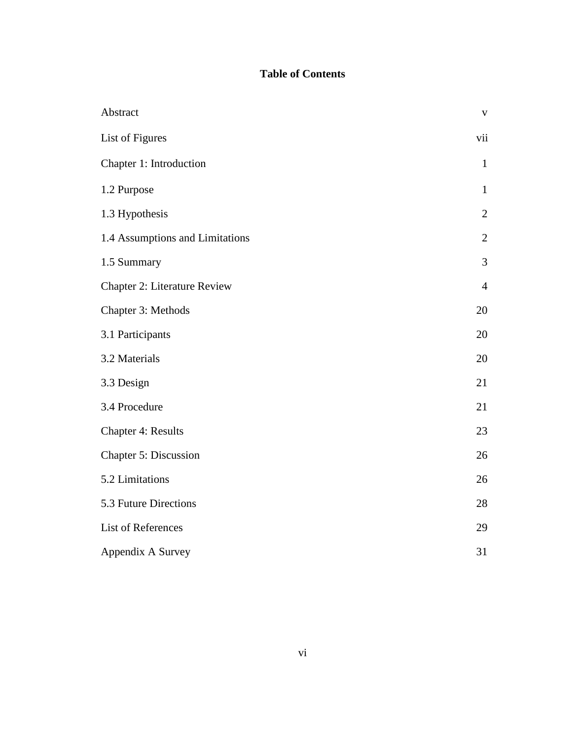# Table of Contents

| | |
|---|---|
| Abstract | v |
| List of Figures | vii |
| Chapter 1: Introduction | 1 |
| 1.2 Purpose | 1 |
| 1.3 Hypothesis | 2 |
| 1.4 Assumptions and Limitations | 2 |
| 1.5 Summary | 3 |
| Chapter 2: Literature Review | 4 |
| Chapter 3: Methods | 20 |
| 3.1 Participants | 20 |
| 3.2 Materials | 20 |
| 3.3 Design | 21 |
| 3.4 Procedure | 21 |
| Chapter 4: Results | 23 |
| Chapter 5: Discussion | 26 |
| 5.2 Limitations | 26 |
| 5.3 Future Directions | 28 |
| List of References | 29 |
| Appendix A Survey | 31 |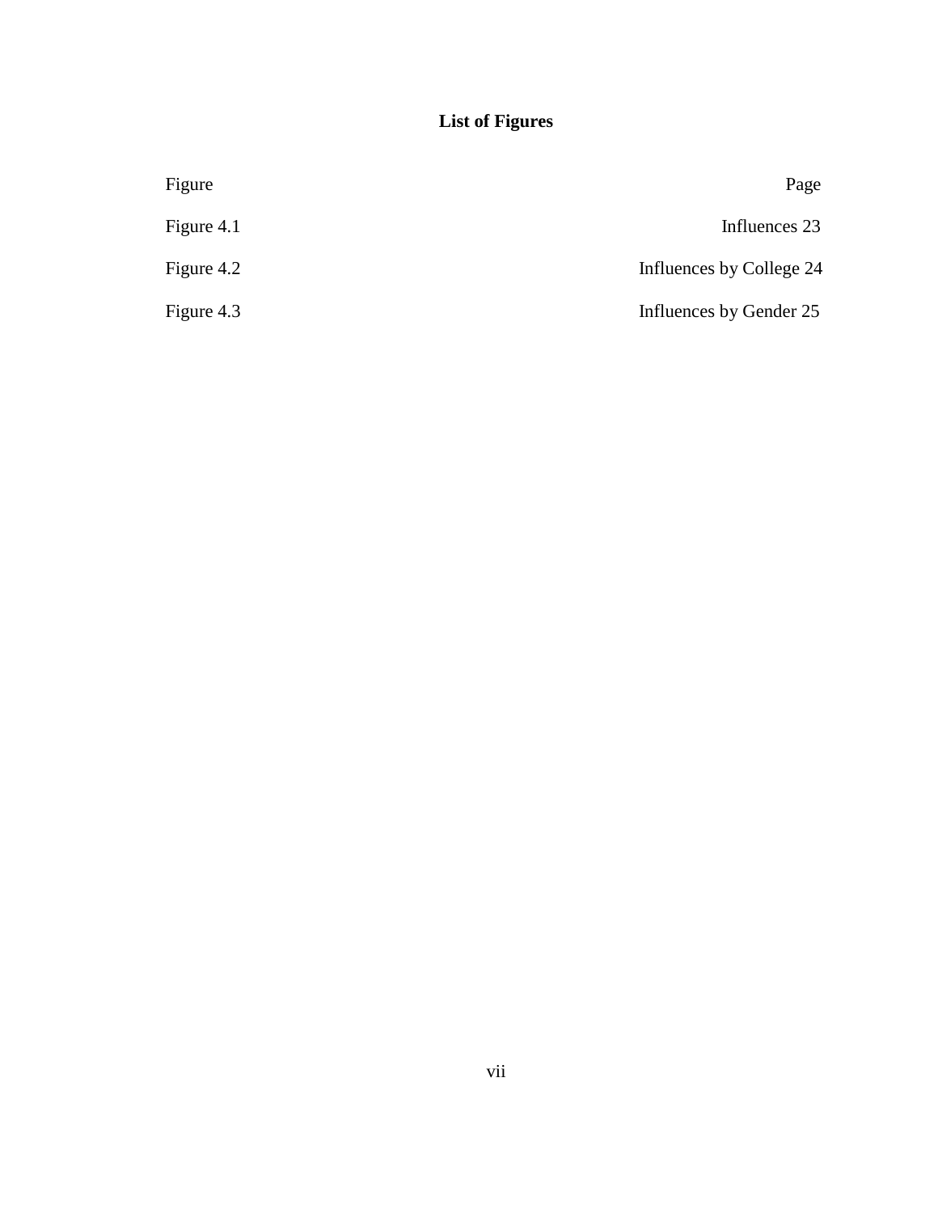# List of Figures

| Figure | Page |
| --- | --- |
| Figure 4.1 | Influences 23 |
| Figure 4.2 | Influences by College 24 |
| Figure 4.3 | Influences by Gender 25 |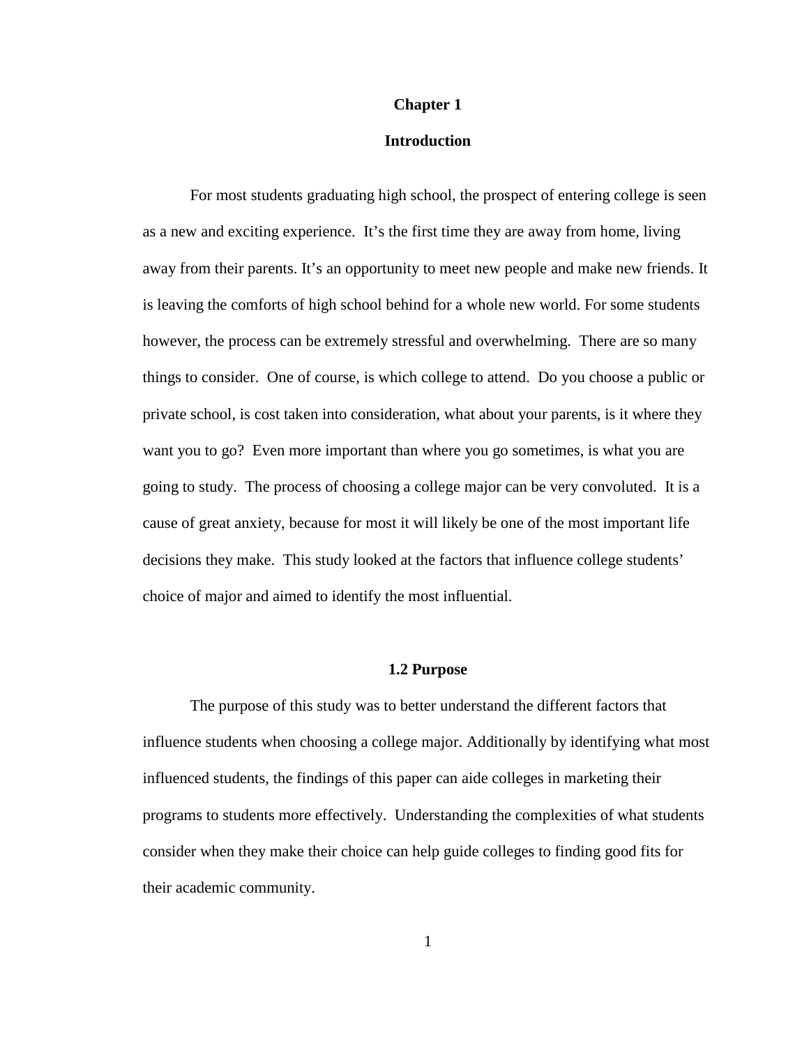# Chapter 1

# Introduction

For most students graduating high school, the prospect of entering college is seen as a new and exciting experience. It's the first time they are away from home, living away from their parents. It's an opportunity to meet new people and make new friends. It is leaving the comforts of high school behind for a whole new world. For some students however, the process can be extremely stressful and overwhelming. There are so many things to consider. One of course, is which college to attend. Do you choose a public or private school, is cost taken into consideration, what about your parents, is it where they want you to go? Even more important than where you go sometimes, is what you are going to study. The process of choosing a college major can be very convoluted. It is a cause of great anxiety, because for most it will likely be one of the most important life decisions they make. This study looked at the factors that influence college students' choice of major and aimed to identify the most influential.

## 1.2 Purpose

The purpose of this study was to better understand the different factors that influence students when choosing a college major. Additionally by identifying what most influenced students, the findings of this paper can aide colleges in marketing their programs to students more effectively. Understanding the complexities of what students consider when they make their choice can help guide colleges to finding good fits for their academic community.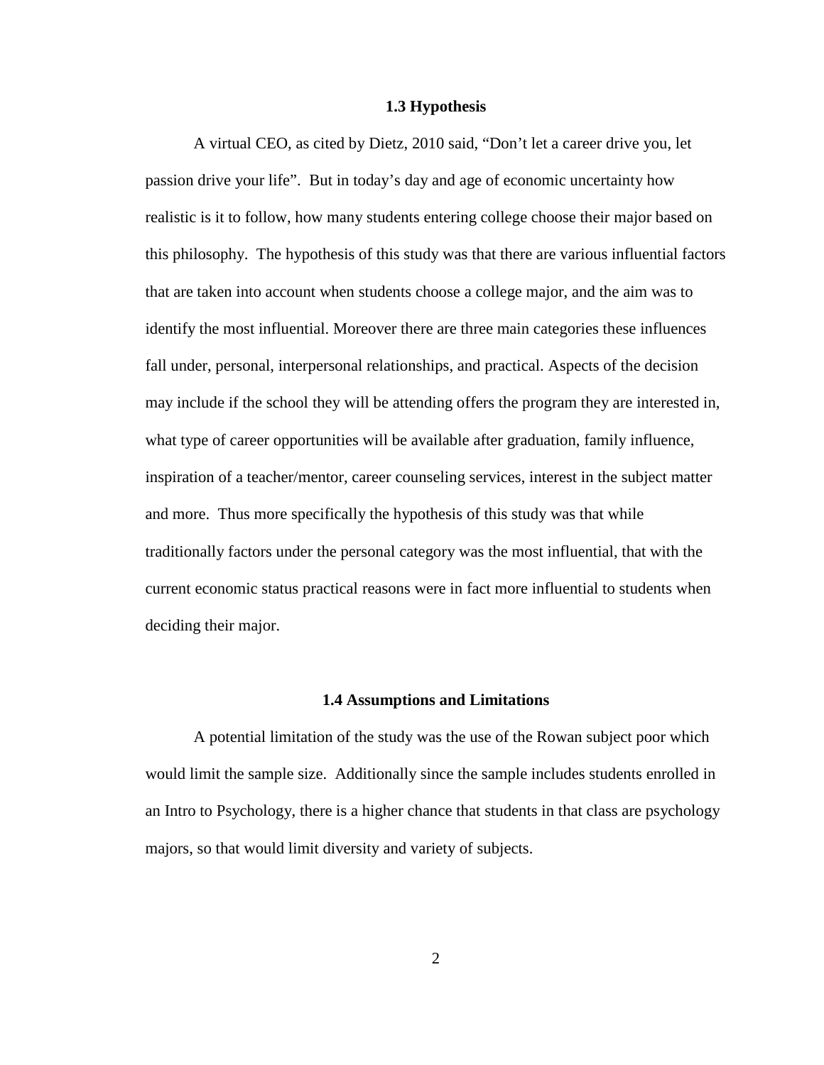### 1.3 Hypothesis

A virtual CEO, as cited by Dietz, 2010 said, "Don't let a career drive you, let passion drive your life". But in today's day and age of economic uncertainty how realistic is it to follow, how many students entering college choose their major based on this philosophy. The hypothesis of this study was that there are various influential factors that are taken into account when students choose a college major, and the aim was to identify the most influential. Moreover there are three main categories these influences fall under, personal, interpersonal relationships, and practical. Aspects of the decision may include if the school they will be attending offers the program they are interested in, what type of career opportunities will be available after graduation, family influence, inspiration of a teacher/mentor, career counseling services, interest in the subject matter and more. Thus more specifically the hypothesis of this study was that while traditionally factors under the personal category was the most influential, that with the current economic status practical reasons were in fact more influential to students when deciding their major.

### 1.4 Assumptions and Limitations

A potential limitation of the study was the use of the Rowan subject poor which would limit the sample size. Additionally since the sample includes students enrolled in an Intro to Psychology, there is a higher chance that students in that class are psychology majors, so that would limit diversity and variety of subjects.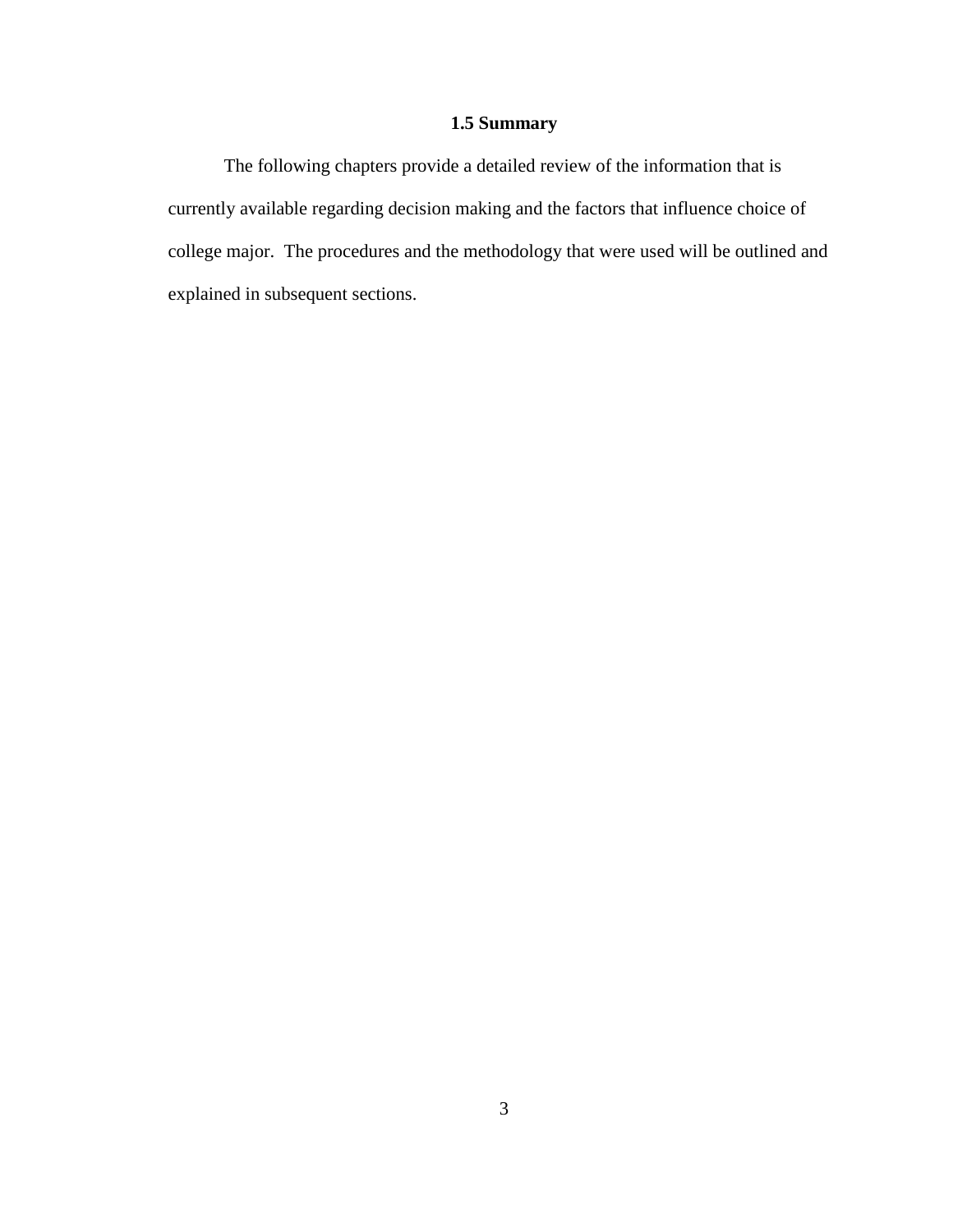### 1.5 Summary

The following chapters provide a detailed review of the information that is currently available regarding decision making and the factors that influence choice of college major. The procedures and the methodology that were used will be outlined and explained in subsequent sections.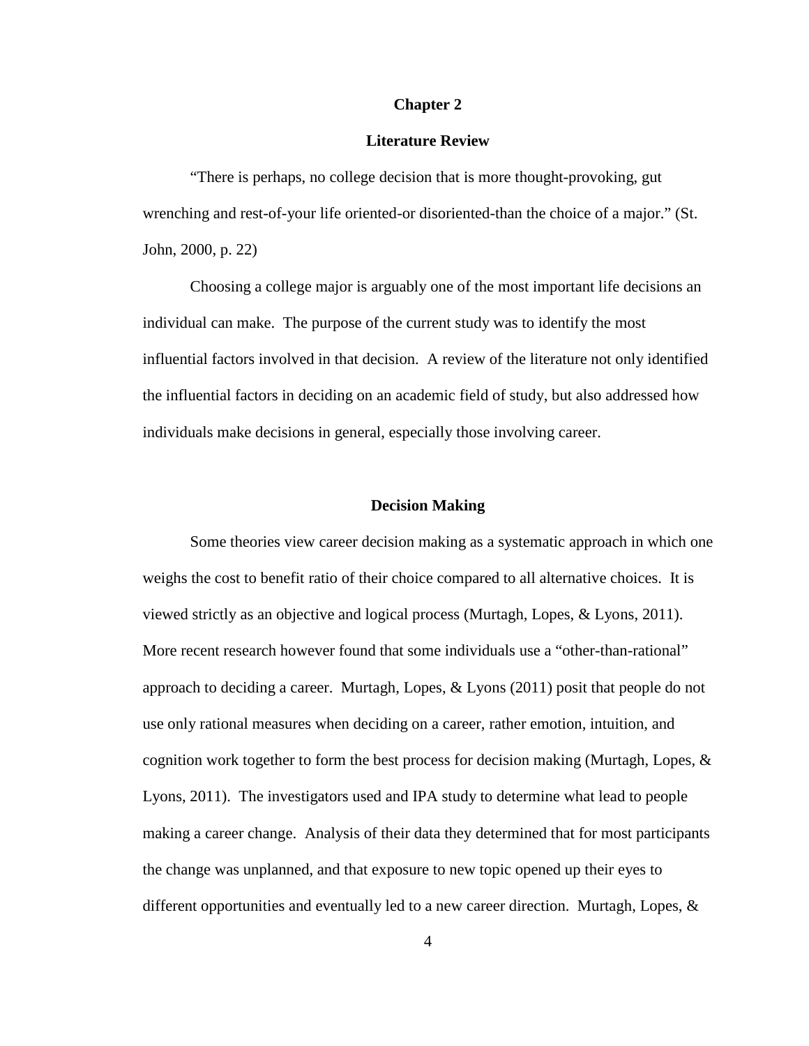# Chapter 2

## Literature Review

"There is perhaps, no college decision that is more thought-provoking, gut wrenching and rest-of-your life oriented-or disoriented-than the choice of a major." (St. John, 2000, p. 22)

Choosing a college major is arguably one of the most important life decisions an individual can make. The purpose of the current study was to identify the most influential factors involved in that decision. A review of the literature not only identified the influential factors in deciding on an academic field of study, but also addressed how individuals make decisions in general, especially those involving career.

### Decision Making

Some theories view career decision making as a systematic approach in which one weighs the cost to benefit ratio of their choice compared to all alternative choices. It is viewed strictly as an objective and logical process (Murtagh, Lopes, & Lyons, 2011). More recent research however found that some individuals use a "other-than-rational" approach to deciding a career. Murtagh, Lopes, & Lyons (2011) posit that people do not use only rational measures when deciding on a career, rather emotion, intuition, and cognition work together to form the best process for decision making (Murtagh, Lopes, & Lyons, 2011). The investigators used and IPA study to determine what lead to people making a career change. Analysis of their data they determined that for most participants the change was unplanned, and that exposure to new topic opened up their eyes to different opportunities and eventually led to a new career direction. Murtagh, Lopes, &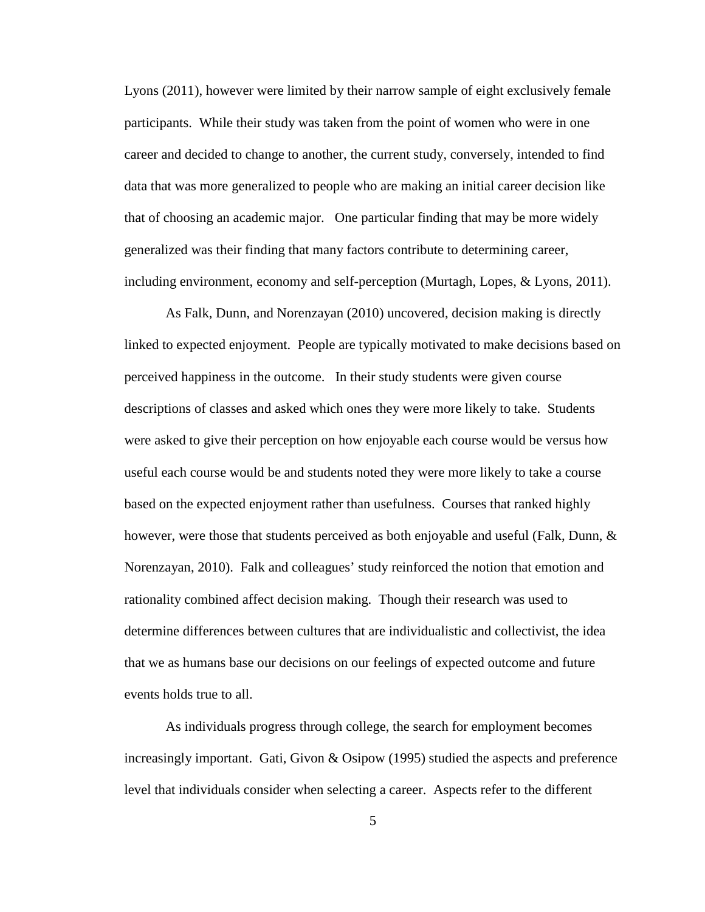Lyons (2011), however were limited by their narrow sample of eight exclusively female participants. While their study was taken from the point of women who were in one career and decided to change to another, the current study, conversely, intended to find data that was more generalized to people who are making an initial career decision like that of choosing an academic major. One particular finding that may be more widely generalized was their finding that many factors contribute to determining career, including environment, economy and self-perception (Murtagh, Lopes, & Lyons, 2011).

As Falk, Dunn, and Norenzayan (2010) uncovered, decision making is directly linked to expected enjoyment. People are typically motivated to make decisions based on perceived happiness in the outcome. In their study students were given course descriptions of classes and asked which ones they were more likely to take. Students were asked to give their perception on how enjoyable each course would be versus how useful each course would be and students noted they were more likely to take a course based on the expected enjoyment rather than usefulness. Courses that ranked highly however, were those that students perceived as both enjoyable and useful (Falk, Dunn, & Norenzayan, 2010). Falk and colleagues' study reinforced the notion that emotion and rationality combined affect decision making. Though their research was used to determine differences between cultures that are individualistic and collectivist, the idea that we as humans base our decisions on our feelings of expected outcome and future events holds true to all.

As individuals progress through college, the search for employment becomes increasingly important. Gati, Givon & Osipow (1995) studied the aspects and preference level that individuals consider when selecting a career. Aspects refer to the different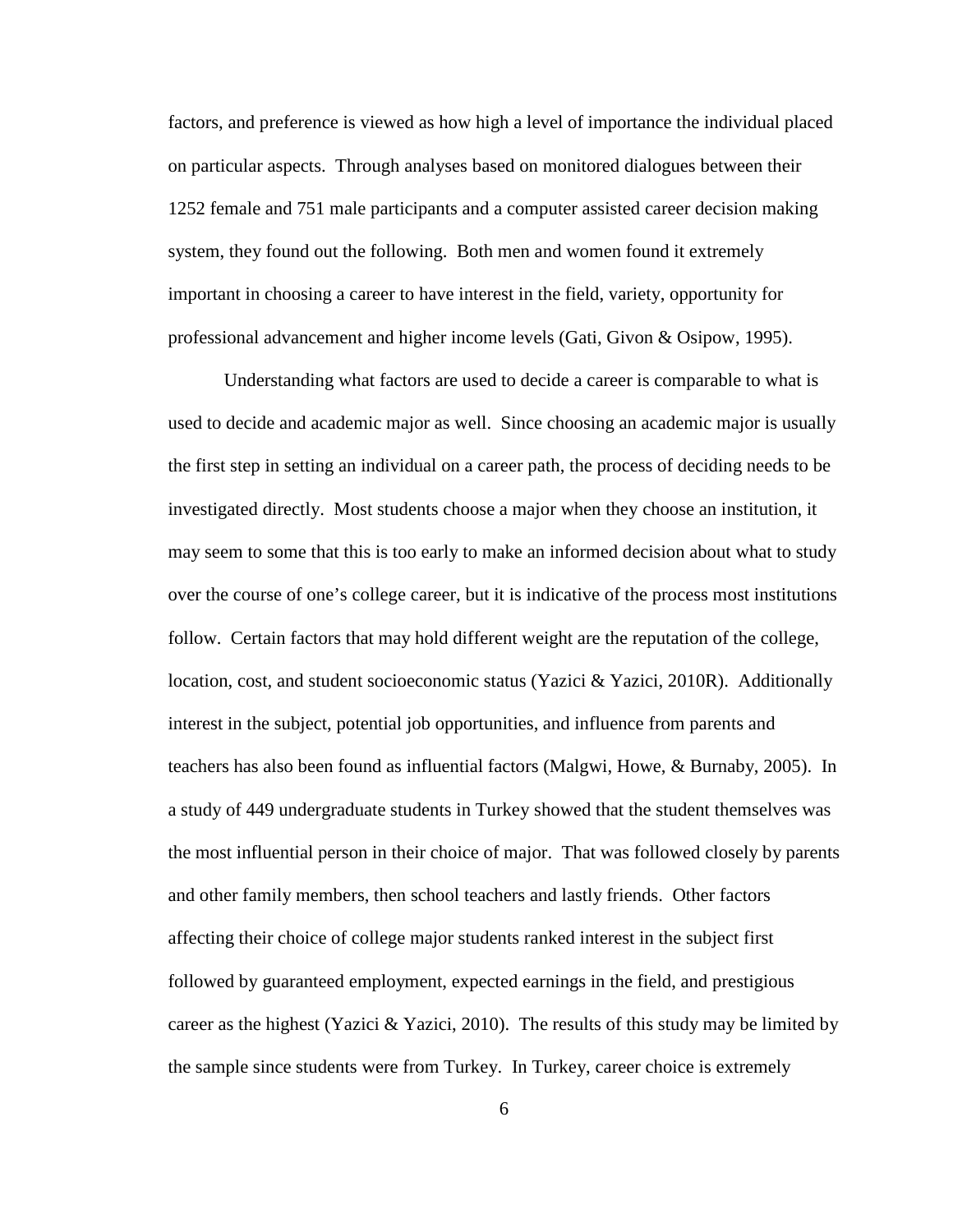factors, and preference is viewed as how high a level of importance the individual placed on particular aspects. Through analyses based on monitored dialogues between their 1252 female and 751 male participants and a computer assisted career decision making system, they found out the following. Both men and women found it extremely important in choosing a career to have interest in the field, variety, opportunity for professional advancement and higher income levels (Gati, Givon & Osipow, 1995).

Understanding what factors are used to decide a career is comparable to what is used to decide and academic major as well. Since choosing an academic major is usually the first step in setting an individual on a career path, the process of deciding needs to be investigated directly. Most students choose a major when they choose an institution, it may seem to some that this is too early to make an informed decision about what to study over the course of one's college career, but it is indicative of the process most institutions follow. Certain factors that may hold different weight are the reputation of the college, location, cost, and student socioeconomic status (Yazici & Yazici, 2010R). Additionally interest in the subject, potential job opportunities, and influence from parents and teachers has also been found as influential factors (Malgwi, Howe, & Burnaby, 2005). In a study of 449 undergraduate students in Turkey showed that the student themselves was the most influential person in their choice of major. That was followed closely by parents and other family members, then school teachers and lastly friends. Other factors affecting their choice of college major students ranked interest in the subject first followed by guaranteed employment, expected earnings in the field, and prestigious career as the highest (Yazici & Yazici, 2010). The results of this study may be limited by the sample since students were from Turkey. In Turkey, career choice is extremely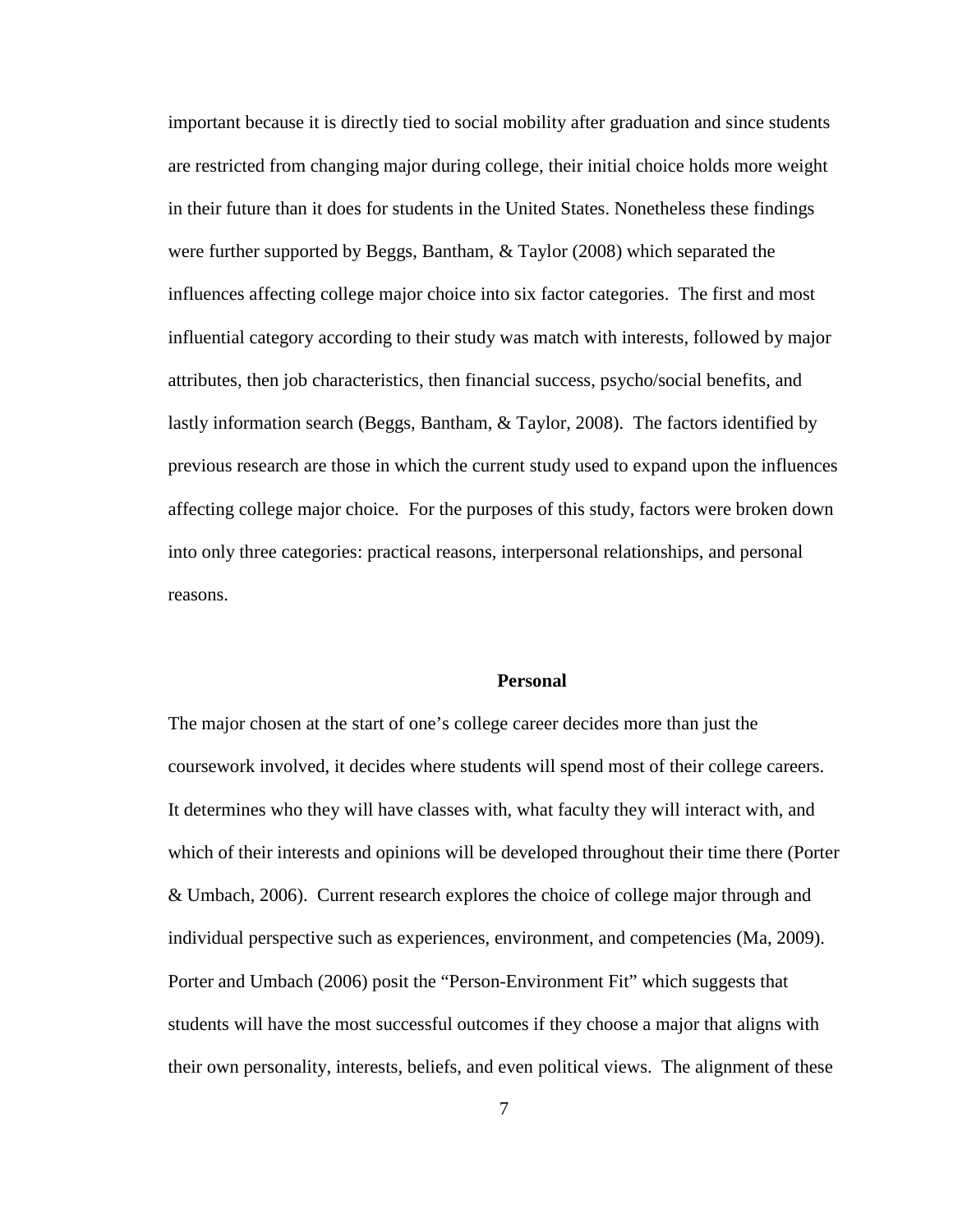important because it is directly tied to social mobility after graduation and since students are restricted from changing major during college, their initial choice holds more weight in their future than it does for students in the United States. Nonetheless these findings were further supported by Beggs, Bantham, & Taylor (2008) which separated the influences affecting college major choice into six factor categories. The first and most influential category according to their study was match with interests, followed by major attributes, then job characteristics, then financial success, psycho/social benefits, and lastly information search (Beggs, Bantham, & Taylor, 2008). The factors identified by previous research are those in which the current study used to expand upon the influences affecting college major choice. For the purposes of this study, factors were broken down into only three categories: practical reasons, interpersonal relationships, and personal reasons.

## Personal

The major chosen at the start of one's college career decides more than just the coursework involved, it decides where students will spend most of their college careers. It determines who they will have classes with, what faculty they will interact with, and which of their interests and opinions will be developed throughout their time there (Porter & Umbach, 2006). Current research explores the choice of college major through and individual perspective such as experiences, environment, and competencies (Ma, 2009). Porter and Umbach (2006) posit the "Person-Environment Fit" which suggests that students will have the most successful outcomes if they choose a major that aligns with their own personality, interests, beliefs, and even political views. The alignment of these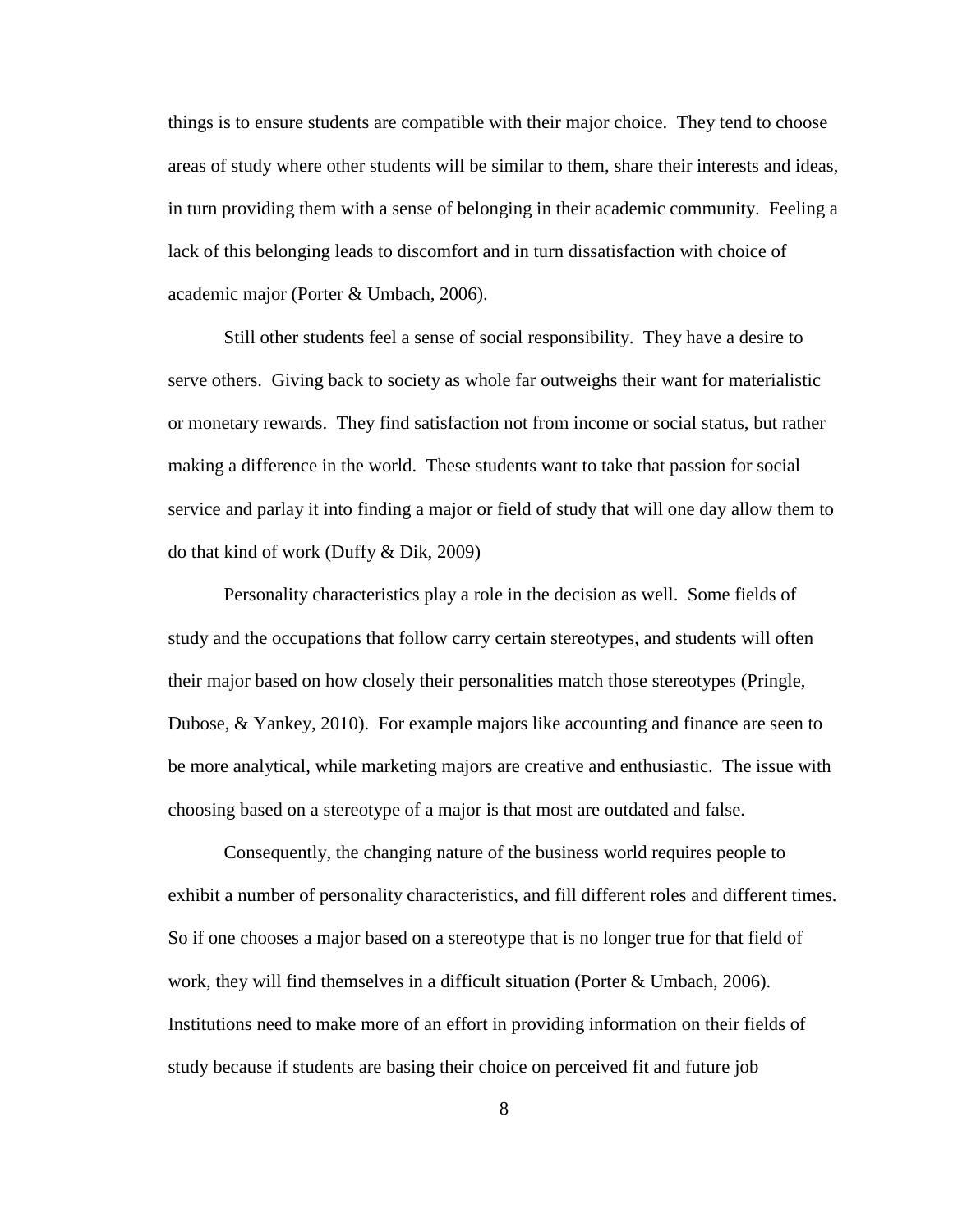things is to ensure students are compatible with their major choice. They tend to choose areas of study where other students will be similar to them, share their interests and ideas, in turn providing them with a sense of belonging in their academic community. Feeling a lack of this belonging leads to discomfort and in turn dissatisfaction with choice of academic major (Porter & Umbach, 2006).

Still other students feel a sense of social responsibility. They have a desire to serve others. Giving back to society as whole far outweighs their want for materialistic or monetary rewards. They find satisfaction not from income or social status, but rather making a difference in the world. These students want to take that passion for social service and parlay it into finding a major or field of study that will one day allow them to do that kind of work (Duffy & Dik, 2009)

Personality characteristics play a role in the decision as well. Some fields of study and the occupations that follow carry certain stereotypes, and students will often their major based on how closely their personalities match those stereotypes (Pringle, Dubose, & Yankey, 2010). For example majors like accounting and finance are seen to be more analytical, while marketing majors are creative and enthusiastic. The issue with choosing based on a stereotype of a major is that most are outdated and false.

Consequently, the changing nature of the business world requires people to exhibit a number of personality characteristics, and fill different roles and different times. So if one chooses a major based on a stereotype that is no longer true for that field of work, they will find themselves in a difficult situation (Porter & Umbach, 2006). Institutions need to make more of an effort in providing information on their fields of study because if students are basing their choice on perceived fit and future job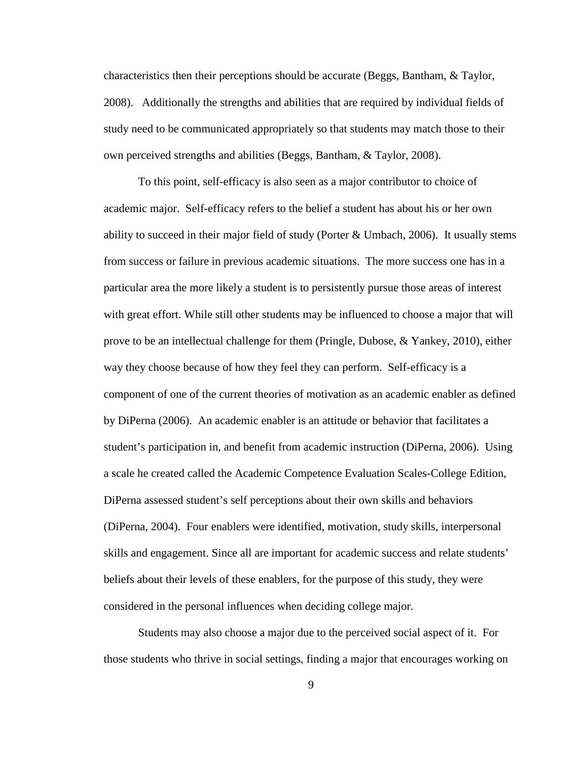characteristics then their perceptions should be accurate (Beggs, Bantham, & Taylor, 2008). Additionally the strengths and abilities that are required by individual fields of study need to be communicated appropriately so that students may match those to their own perceived strengths and abilities (Beggs, Bantham, & Taylor, 2008).

To this point, self-efficacy is also seen as a major contributor to choice of academic major. Self-efficacy refers to the belief a student has about his or her own ability to succeed in their major field of study (Porter & Umbach, 2006). It usually stems from success or failure in previous academic situations. The more success one has in a particular area the more likely a student is to persistently pursue those areas of interest with great effort. While still other students may be influenced to choose a major that will prove to be an intellectual challenge for them (Pringle, Dubose, & Yankey, 2010), either way they choose because of how they feel they can perform. Self-efficacy is a component of one of the current theories of motivation as an academic enabler as defined by DiPerna (2006). An academic enabler is an attitude or behavior that facilitates a student's participation in, and benefit from academic instruction (DiPerna, 2006). Using a scale he created called the Academic Competence Evaluation Scales-College Edition, DiPerna assessed student's self perceptions about their own skills and behaviors (DiPerna, 2004). Four enablers were identified, motivation, study skills, interpersonal skills and engagement. Since all are important for academic success and relate students' beliefs about their levels of these enablers, for the purpose of this study, they were considered in the personal influences when deciding college major.

Students may also choose a major due to the perceived social aspect of it. For those students who thrive in social settings, finding a major that encourages working on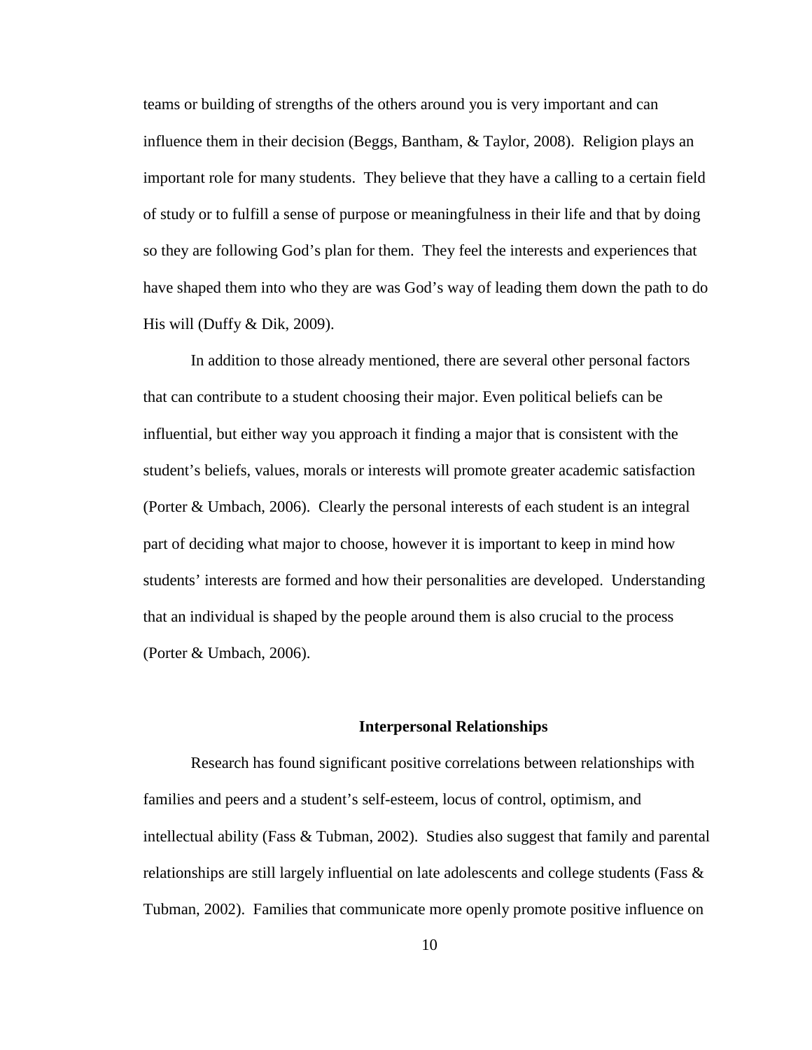teams or building of strengths of the others around you is very important and can influence them in their decision (Beggs, Bantham, & Taylor, 2008). Religion plays an important role for many students. They believe that they have a calling to a certain field of study or to fulfill a sense of purpose or meaningfulness in their life and that by doing so they are following God's plan for them. They feel the interests and experiences that have shaped them into who they are was God's way of leading them down the path to do His will (Duffy & Dik, 2009).

In addition to those already mentioned, there are several other personal factors that can contribute to a student choosing their major. Even political beliefs can be influential, but either way you approach it finding a major that is consistent with the student's beliefs, values, morals or interests will promote greater academic satisfaction (Porter & Umbach, 2006). Clearly the personal interests of each student is an integral part of deciding what major to choose, however it is important to keep in mind how students' interests are formed and how their personalities are developed. Understanding that an individual is shaped by the people around them is also crucial to the process (Porter & Umbach, 2006).

## Interpersonal Relationships

Research has found significant positive correlations between relationships with families and peers and a student's self-esteem, locus of control, optimism, and intellectual ability (Fass & Tubman, 2002). Studies also suggest that family and parental relationships are still largely influential on late adolescents and college students (Fass & Tubman, 2002). Families that communicate more openly promote positive influence on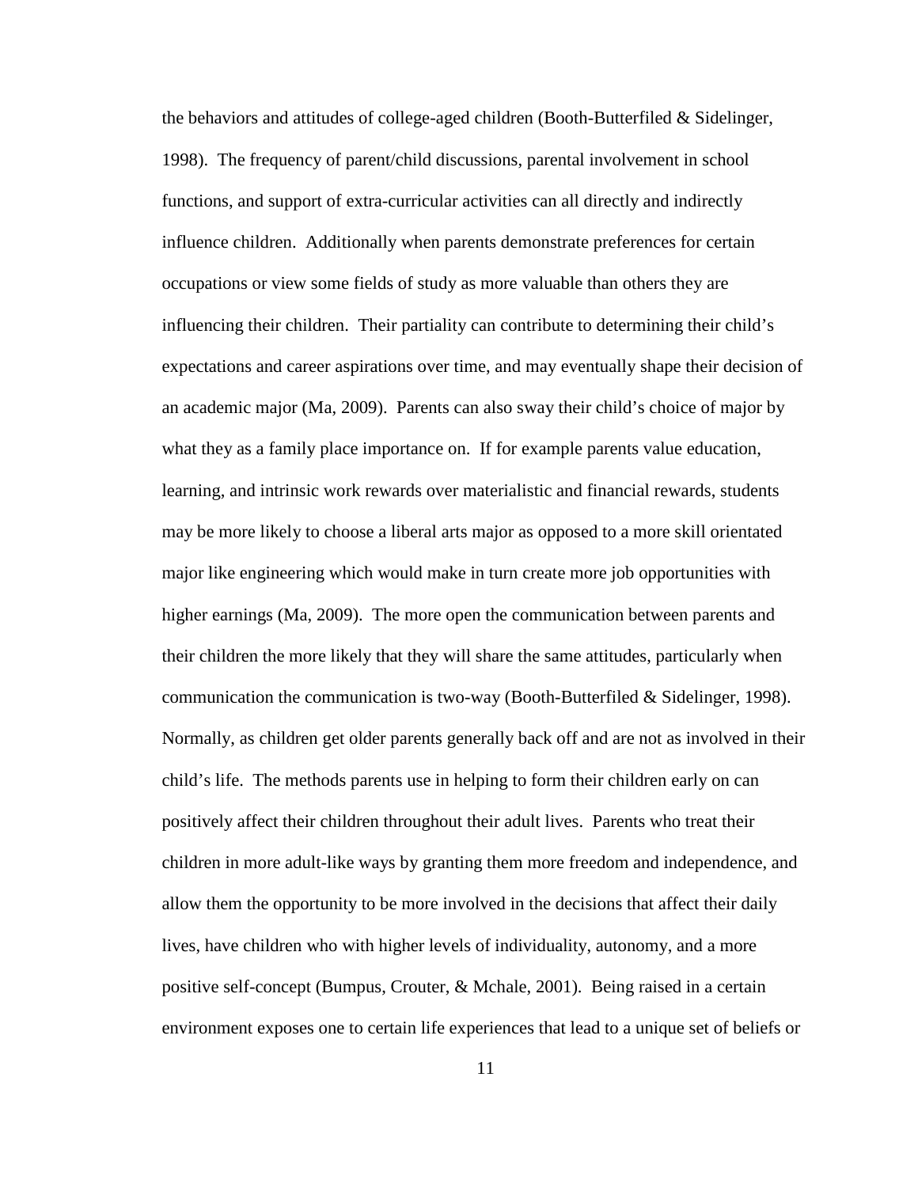the behaviors and attitudes of college-aged children (Booth-Butterfiled & Sidelinger, 1998). The frequency of parent/child discussions, parental involvement in school functions, and support of extra-curricular activities can all directly and indirectly influence children. Additionally when parents demonstrate preferences for certain occupations or view some fields of study as more valuable than others they are influencing their children. Their partiality can contribute to determining their child's expectations and career aspirations over time, and may eventually shape their decision of an academic major (Ma, 2009). Parents can also sway their child's choice of major by what they as a family place importance on. If for example parents value education, learning, and intrinsic work rewards over materialistic and financial rewards, students may be more likely to choose a liberal arts major as opposed to a more skill orientated major like engineering which would make in turn create more job opportunities with higher earnings (Ma, 2009). The more open the communication between parents and their children the more likely that they will share the same attitudes, particularly when communication the communication is two-way (Booth-Butterfiled & Sidelinger, 1998). Normally, as children get older parents generally back off and are not as involved in their child's life. The methods parents use in helping to form their children early on can positively affect their children throughout their adult lives. Parents who treat their children in more adult-like ways by granting them more freedom and independence, and allow them the opportunity to be more involved in the decisions that affect their daily lives, have children who with higher levels of individuality, autonomy, and a more positive self-concept (Bumpus, Crouter, & Mchale, 2001). Being raised in a certain environment exposes one to certain life experiences that lead to a unique set of beliefs or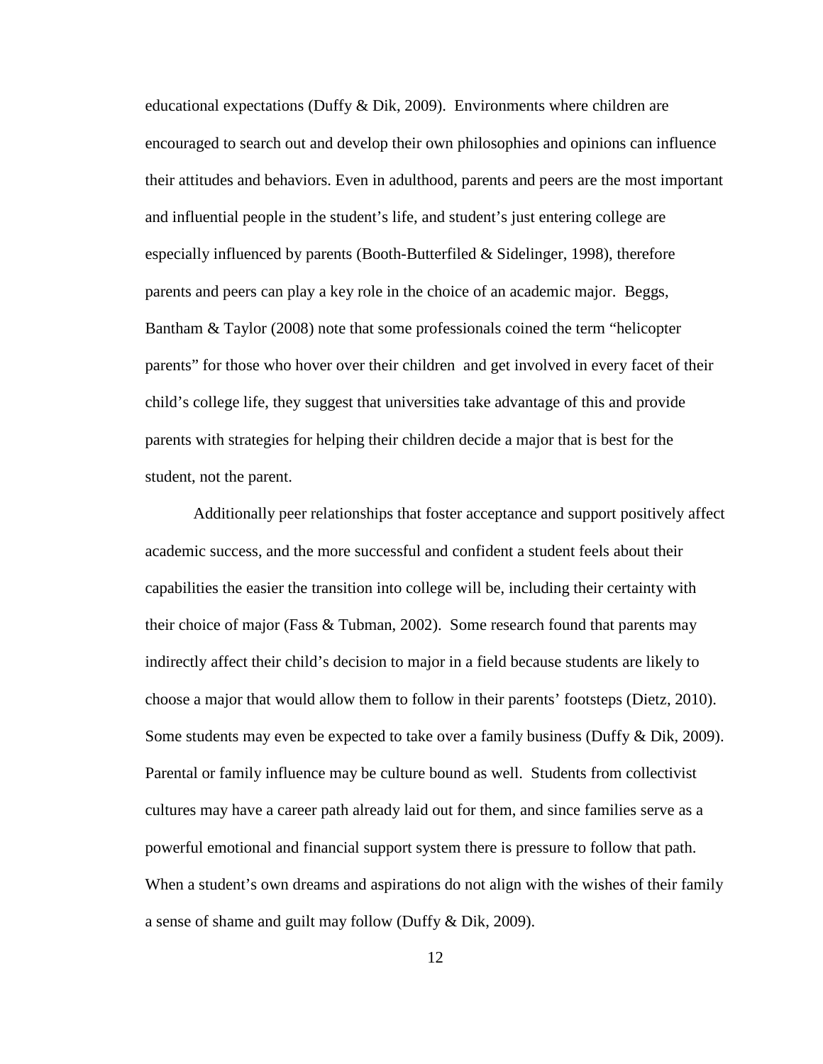educational expectations (Duffy & Dik, 2009). Environments where children are encouraged to search out and develop their own philosophies and opinions can influence their attitudes and behaviors. Even in adulthood, parents and peers are the most important and influential people in the student's life, and student's just entering college are especially influenced by parents (Booth-Butterfiled & Sidelinger, 1998), therefore parents and peers can play a key role in the choice of an academic major. Beggs, Bantham & Taylor (2008) note that some professionals coined the term "helicopter parents" for those who hover over their children and get involved in every facet of their child's college life, they suggest that universities take advantage of this and provide parents with strategies for helping their children decide a major that is best for the student, not the parent.

Additionally peer relationships that foster acceptance and support positively affect academic success, and the more successful and confident a student feels about their capabilities the easier the transition into college will be, including their certainty with their choice of major (Fass & Tubman, 2002). Some research found that parents may indirectly affect their child's decision to major in a field because students are likely to choose a major that would allow them to follow in their parents' footsteps (Dietz, 2010). Some students may even be expected to take over a family business (Duffy & Dik, 2009). Parental or family influence may be culture bound as well. Students from collectivist cultures may have a career path already laid out for them, and since families serve as a powerful emotional and financial support system there is pressure to follow that path. When a student's own dreams and aspirations do not align with the wishes of their family a sense of shame and guilt may follow (Duffy & Dik, 2009).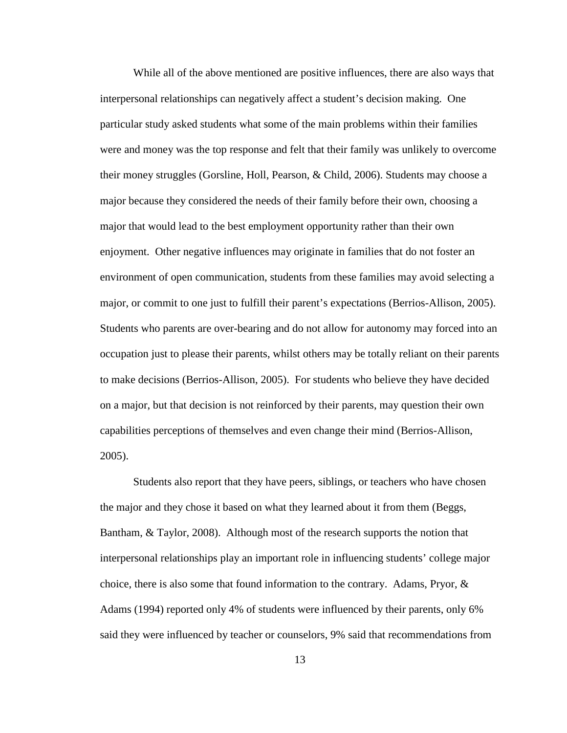While all of the above mentioned are positive influences, there are also ways that interpersonal relationships can negatively affect a student's decision making. One particular study asked students what some of the main problems within their families were and money was the top response and felt that their family was unlikely to overcome their money struggles (Gorsline, Holl, Pearson, & Child, 2006). Students may choose a major because they considered the needs of their family before their own, choosing a major that would lead to the best employment opportunity rather than their own enjoyment. Other negative influences may originate in families that do not foster an environment of open communication, students from these families may avoid selecting a major, or commit to one just to fulfill their parent's expectations (Berrios-Allison, 2005). Students who parents are over-bearing and do not allow for autonomy may forced into an occupation just to please their parents, whilst others may be totally reliant on their parents to make decisions (Berrios-Allison, 2005). For students who believe they have decided on a major, but that decision is not reinforced by their parents, may question their own capabilities perceptions of themselves and even change their mind (Berrios-Allison, 2005).

Students also report that they have peers, siblings, or teachers who have chosen the major and they chose it based on what they learned about it from them (Beggs, Bantham, & Taylor, 2008). Although most of the research supports the notion that interpersonal relationships play an important role in influencing students' college major choice, there is also some that found information to the contrary. Adams, Pryor, & Adams (1994) reported only 4% of students were influenced by their parents, only 6% said they were influenced by teacher or counselors, 9% said that recommendations from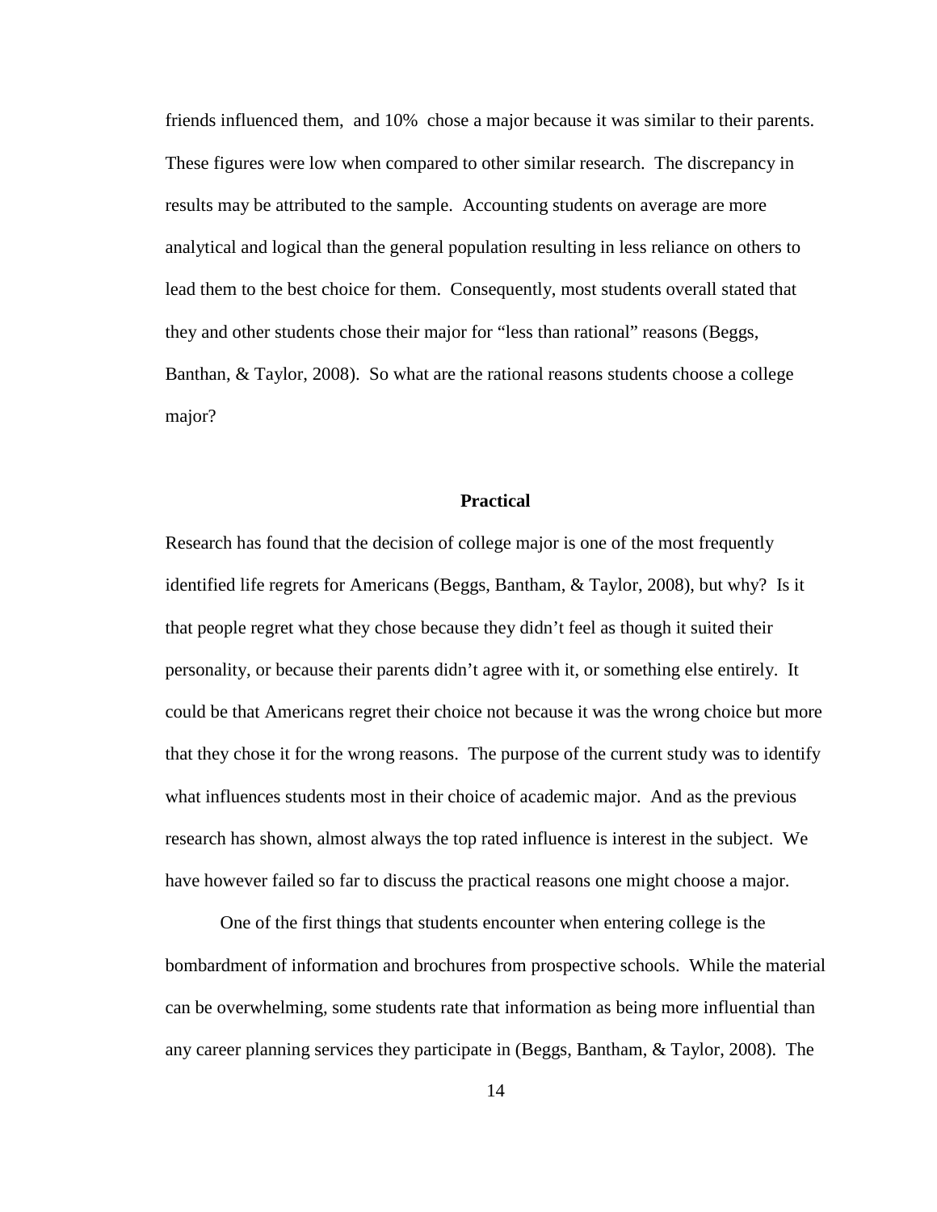friends influenced them,  and 10%  chose a major because it was similar to their parents. These figures were low when compared to other similar research.  The discrepancy in results may be attributed to the sample.  Accounting students on average are more analytical and logical than the general population resulting in less reliance on others to lead them to the best choice for them.  Consequently, most students overall stated that they and other students chose their major for "less than rational" reasons (Beggs, Banthan, & Taylor, 2008).  So what are the rational reasons students choose a college major?

## Practical

Research has found that the decision of college major is one of the most frequently identified life regrets for Americans (Beggs, Bantham, & Taylor, 2008), but why?  Is it that people regret what they chose because they didn't feel as though it suited their personality, or because their parents didn't agree with it, or something else entirely.  It could be that Americans regret their choice not because it was the wrong choice but more that they chose it for the wrong reasons.  The purpose of the current study was to identify what influences students most in their choice of academic major.  And as the previous research has shown, almost always the top rated influence is interest in the subject.  We have however failed so far to discuss the practical reasons one might choose a major.

One of the first things that students encounter when entering college is the bombardment of information and brochures from prospective schools.  While the material can be overwhelming, some students rate that information as being more influential than any career planning services they participate in (Beggs, Bantham, & Taylor, 2008).  The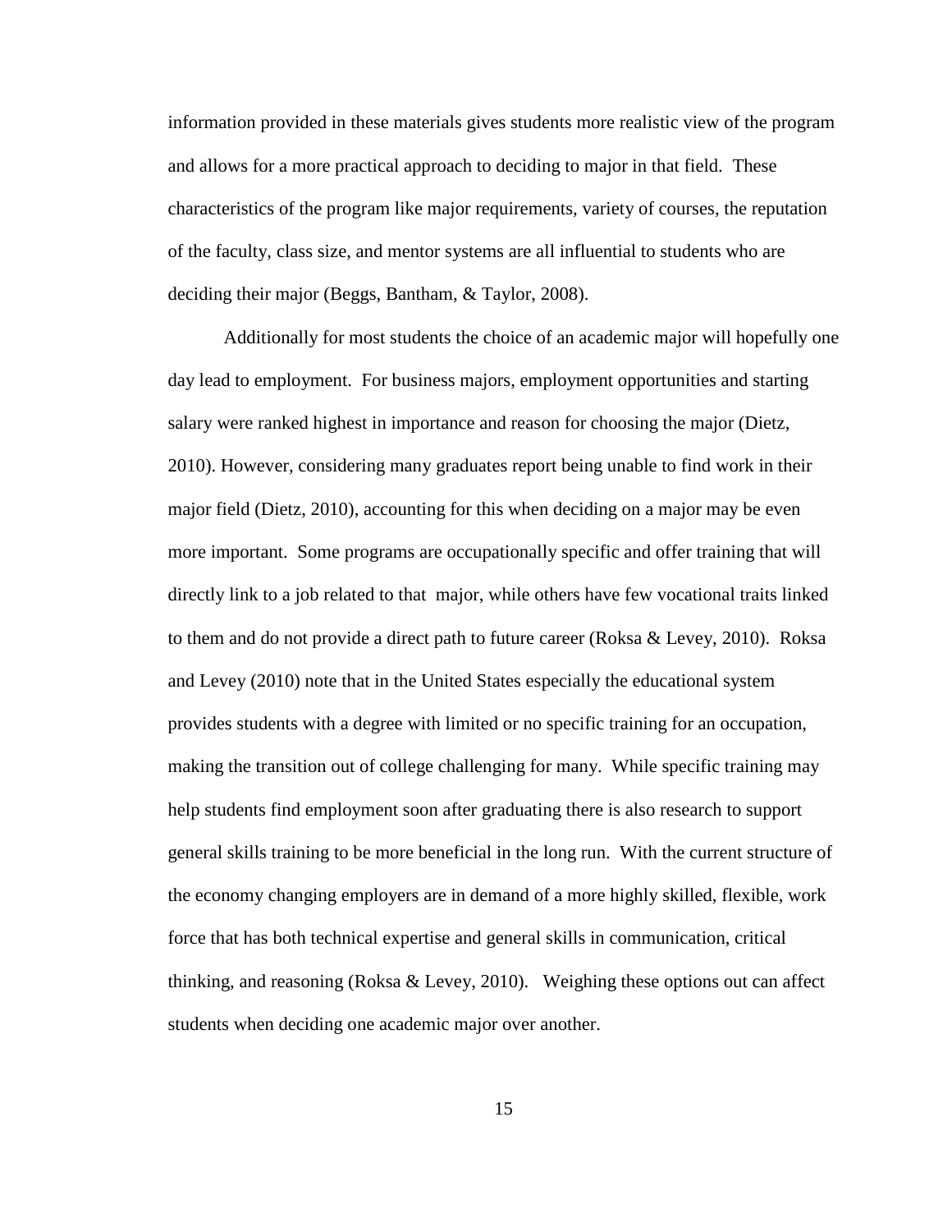information provided in these materials gives students more realistic view of the program and allows for a more practical approach to deciding to major in that field. These characteristics of the program like major requirements, variety of courses, the reputation of the faculty, class size, and mentor systems are all influential to students who are deciding their major (Beggs, Bantham, & Taylor, 2008).

Additionally for most students the choice of an academic major will hopefully one day lead to employment. For business majors, employment opportunities and starting salary were ranked highest in importance and reason for choosing the major (Dietz, 2010). However, considering many graduates report being unable to find work in their major field (Dietz, 2010), accounting for this when deciding on a major may be even more important. Some programs are occupationally specific and offer training that will directly link to a job related to that major, while others have few vocational traits linked to them and do not provide a direct path to future career (Roksa & Levey, 2010). Roksa and Levey (2010) note that in the United States especially the educational system provides students with a degree with limited or no specific training for an occupation, making the transition out of college challenging for many. While specific training may help students find employment soon after graduating there is also research to support general skills training to be more beneficial in the long run. With the current structure of the economy changing employers are in demand of a more highly skilled, flexible, work force that has both technical expertise and general skills in communication, critical thinking, and reasoning (Roksa & Levey, 2010). Weighing these options out can affect students when deciding one academic major over another.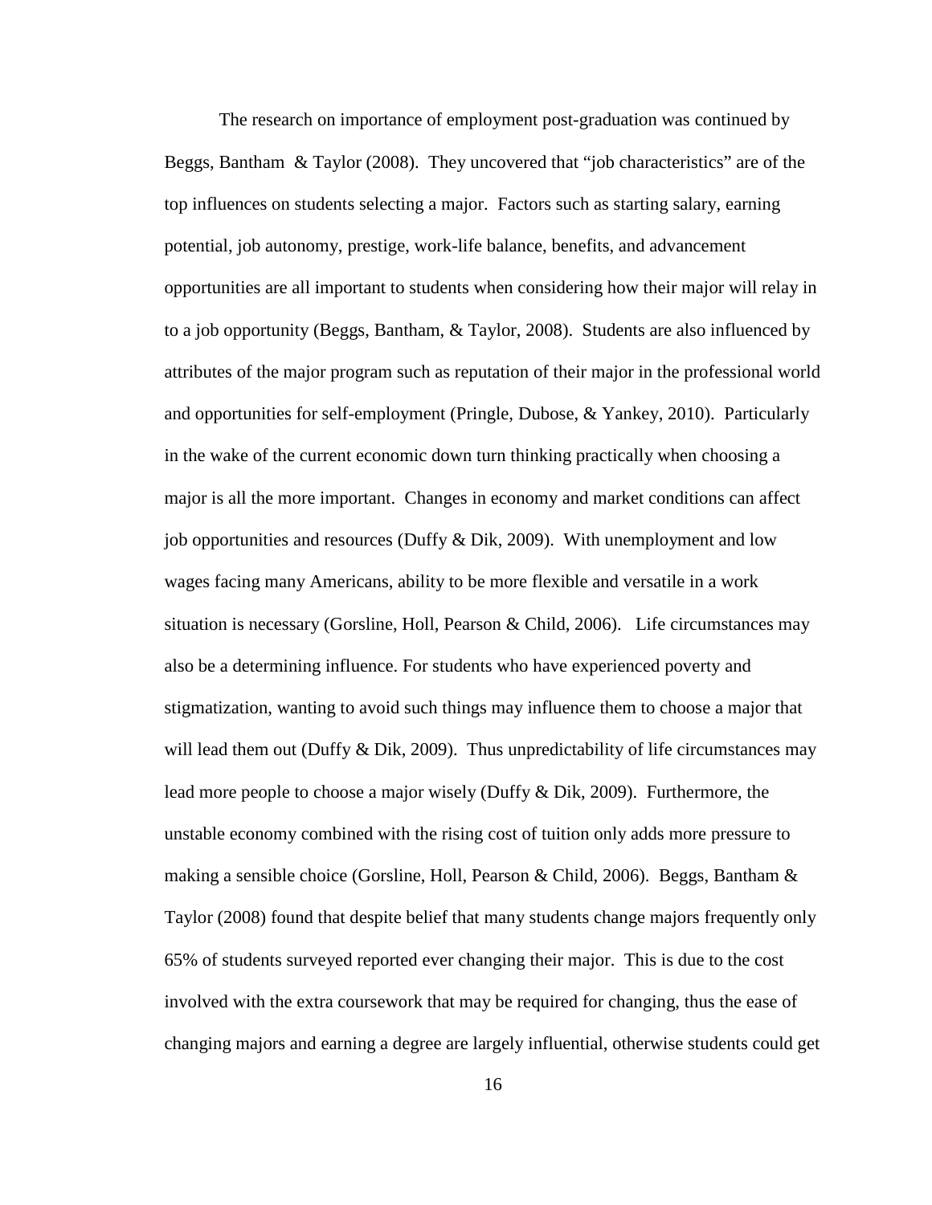The research on importance of employment post-graduation was continued by Beggs, Bantham & Taylor (2008). They uncovered that "job characteristics" are of the top influences on students selecting a major. Factors such as starting salary, earning potential, job autonomy, prestige, work-life balance, benefits, and advancement opportunities are all important to students when considering how their major will relay in to a job opportunity (Beggs, Bantham, & Taylor, 2008). Students are also influenced by attributes of the major program such as reputation of their major in the professional world and opportunities for self-employment (Pringle, Dubose, & Yankey, 2010). Particularly in the wake of the current economic down turn thinking practically when choosing a major is all the more important. Changes in economy and market conditions can affect job opportunities and resources (Duffy & Dik, 2009). With unemployment and low wages facing many Americans, ability to be more flexible and versatile in a work situation is necessary (Gorsline, Holl, Pearson & Child, 2006). Life circumstances may also be a determining influence. For students who have experienced poverty and stigmatization, wanting to avoid such things may influence them to choose a major that will lead them out (Duffy & Dik, 2009). Thus unpredictability of life circumstances may lead more people to choose a major wisely (Duffy & Dik, 2009). Furthermore, the unstable economy combined with the rising cost of tuition only adds more pressure to making a sensible choice (Gorsline, Holl, Pearson & Child, 2006). Beggs, Bantham & Taylor (2008) found that despite belief that many students change majors frequently only 65% of students surveyed reported ever changing their major. This is due to the cost involved with the extra coursework that may be required for changing, thus the ease of changing majors and earning a degree are largely influential, otherwise students could get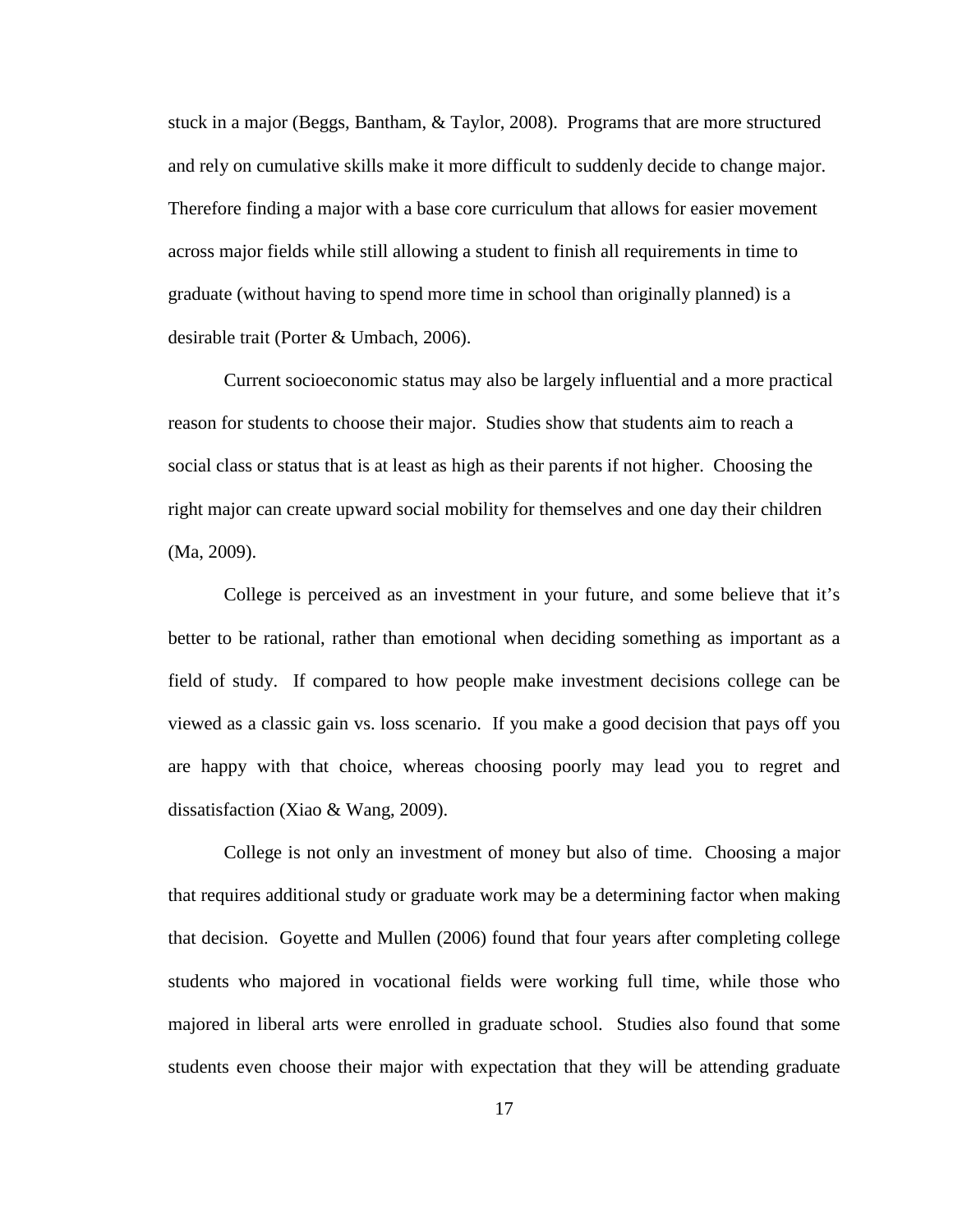stuck in a major (Beggs, Bantham, & Taylor, 2008). Programs that are more structured and rely on cumulative skills make it more difficult to suddenly decide to change major. Therefore finding a major with a base core curriculum that allows for easier movement across major fields while still allowing a student to finish all requirements in time to graduate (without having to spend more time in school than originally planned) is a desirable trait (Porter & Umbach, 2006).

Current socioeconomic status may also be largely influential and a more practical reason for students to choose their major. Studies show that students aim to reach a social class or status that is at least as high as their parents if not higher. Choosing the right major can create upward social mobility for themselves and one day their children (Ma, 2009).

College is perceived as an investment in your future, and some believe that it's better to be rational, rather than emotional when deciding something as important as a field of study. If compared to how people make investment decisions college can be viewed as a classic gain vs. loss scenario. If you make a good decision that pays off you are happy with that choice, whereas choosing poorly may lead you to regret and dissatisfaction (Xiao & Wang, 2009).

College is not only an investment of money but also of time. Choosing a major that requires additional study or graduate work may be a determining factor when making that decision. Goyette and Mullen (2006) found that four years after completing college students who majored in vocational fields were working full time, while those who majored in liberal arts were enrolled in graduate school. Studies also found that some students even choose their major with expectation that they will be attending graduate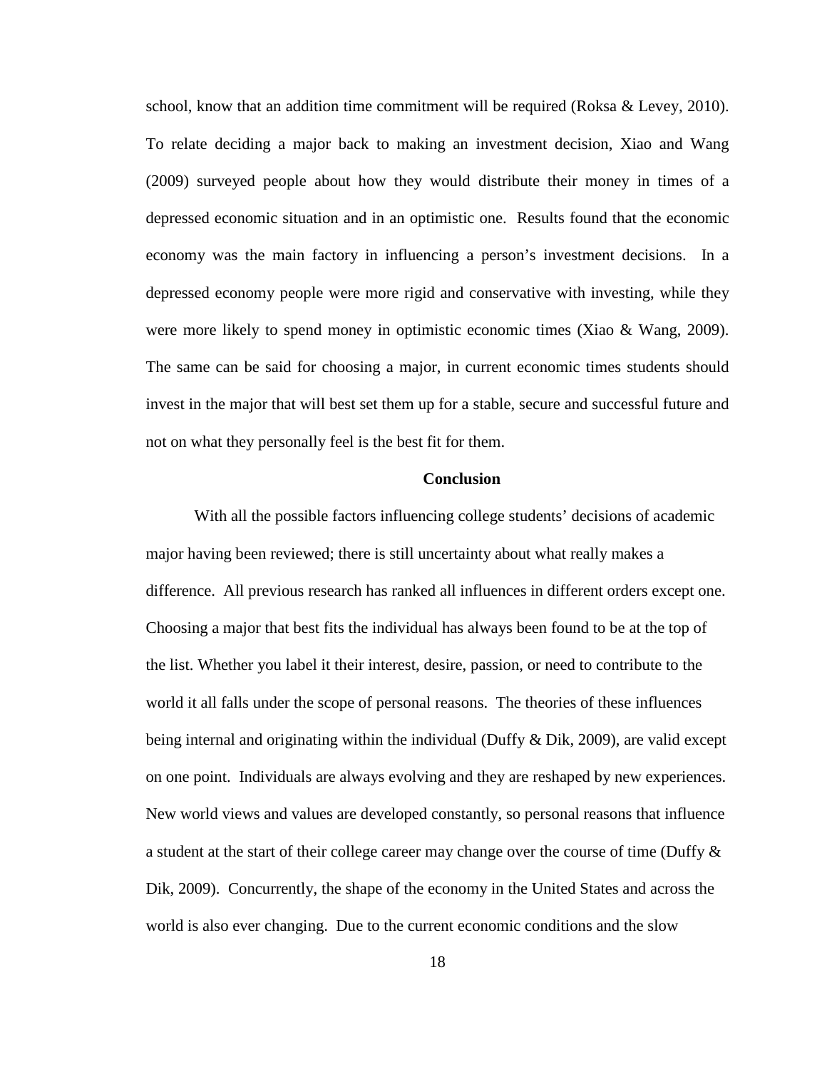school, know that an addition time commitment will be required (Roksa & Levey, 2010). To relate deciding a major back to making an investment decision, Xiao and Wang (2009) surveyed people about how they would distribute their money in times of a depressed economic situation and in an optimistic one. Results found that the economic economy was the main factory in influencing a person's investment decisions. In a depressed economy people were more rigid and conservative with investing, while they were more likely to spend money in optimistic economic times (Xiao & Wang, 2009). The same can be said for choosing a major, in current economic times students should invest in the major that will best set them up for a stable, secure and successful future and not on what they personally feel is the best fit for them.

## Conclusion

With all the possible factors influencing college students' decisions of academic major having been reviewed; there is still uncertainty about what really makes a difference. All previous research has ranked all influences in different orders except one. Choosing a major that best fits the individual has always been found to be at the top of the list. Whether you label it their interest, desire, passion, or need to contribute to the world it all falls under the scope of personal reasons. The theories of these influences being internal and originating within the individual (Duffy & Dik, 2009), are valid except on one point. Individuals are always evolving and they are reshaped by new experiences. New world views and values are developed constantly, so personal reasons that influence a student at the start of their college career may change over the course of time (Duffy & Dik, 2009). Concurrently, the shape of the economy in the United States and across the world is also ever changing. Due to the current economic conditions and the slow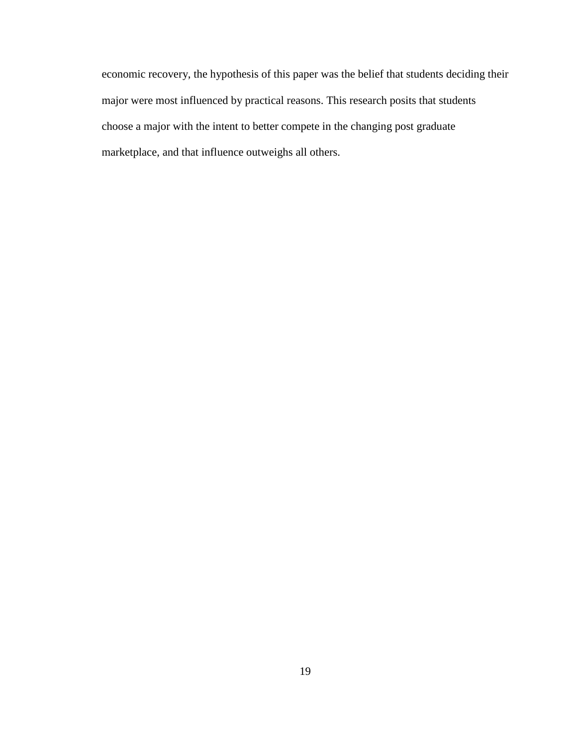economic recovery, the hypothesis of this paper was the belief that students deciding their major were most influenced by practical reasons. This research posits that students choose a major with the intent to better compete in the changing post graduate marketplace, and that influence outweighs all others.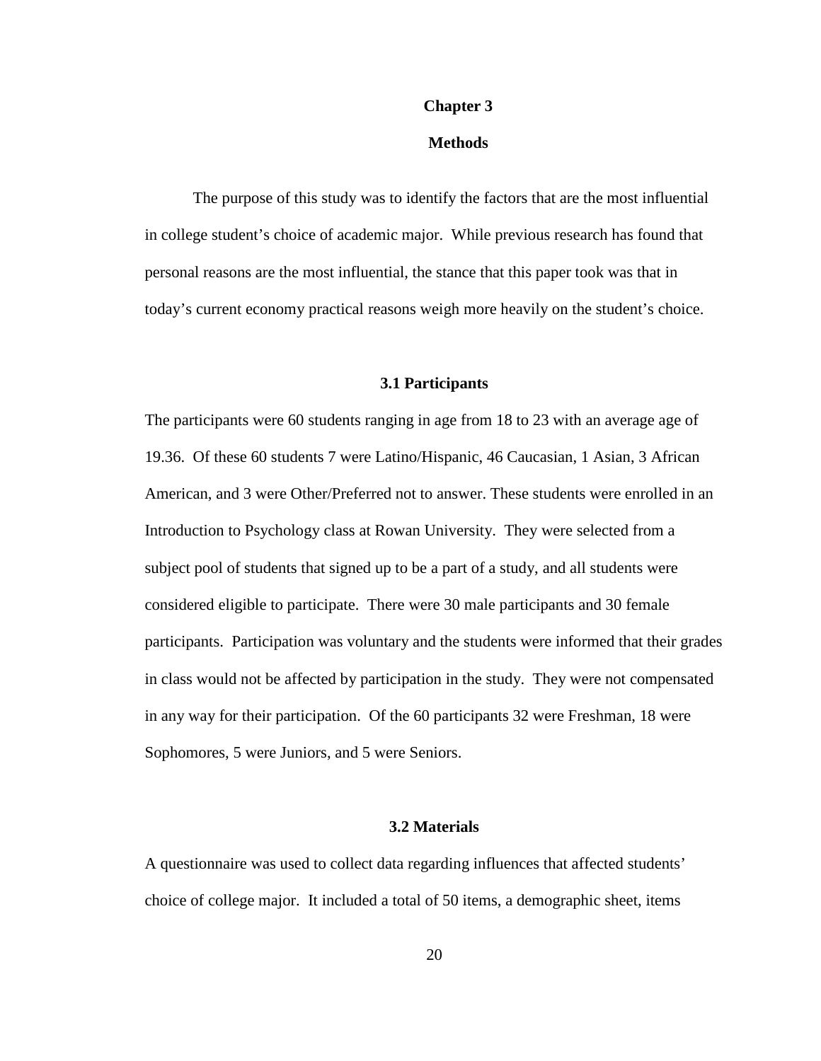# Chapter 3

# Methods

The purpose of this study was to identify the factors that are the most influential in college student's choice of academic major. While previous research has found that personal reasons are the most influential, the stance that this paper took was that in today's current economy practical reasons weigh more heavily on the student's choice.

## 3.1 Participants

The participants were 60 students ranging in age from 18 to 23 with an average age of 19.36. Of these 60 students 7 were Latino/Hispanic, 46 Caucasian, 1 Asian, 3 African American, and 3 were Other/Preferred not to answer. These students were enrolled in an Introduction to Psychology class at Rowan University. They were selected from a subject pool of students that signed up to be a part of a study, and all students were considered eligible to participate. There were 30 male participants and 30 female participants. Participation was voluntary and the students were informed that their grades in class would not be affected by participation in the study. They were not compensated in any way for their participation. Of the 60 participants 32 were Freshman, 18 were Sophomores, 5 were Juniors, and 5 were Seniors.

## 3.2 Materials

A questionnaire was used to collect data regarding influences that affected students' choice of college major. It included a total of 50 items, a demographic sheet, items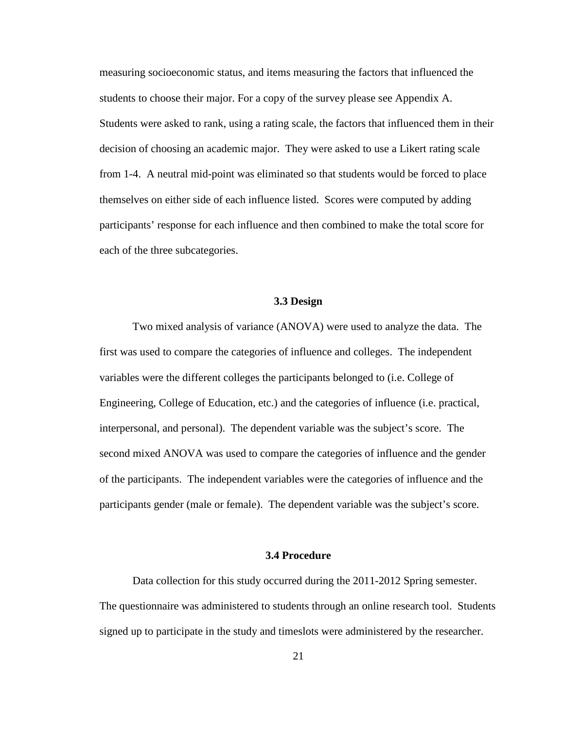measuring socioeconomic status, and items measuring the factors that influenced the students to choose their major. For a copy of the survey please see Appendix A. Students were asked to rank, using a rating scale, the factors that influenced them in their decision of choosing an academic major. They were asked to use a Likert rating scale from 1-4. A neutral mid-point was eliminated so that students would be forced to place themselves on either side of each influence listed. Scores were computed by adding participants' response for each influence and then combined to make the total score for each of the three subcategories.

### 3.3 Design

Two mixed analysis of variance (ANOVA) were used to analyze the data. The first was used to compare the categories of influence and colleges. The independent variables were the different colleges the participants belonged to (i.e. College of Engineering, College of Education, etc.) and the categories of influence (i.e. practical, interpersonal, and personal). The dependent variable was the subject's score. The second mixed ANOVA was used to compare the categories of influence and the gender of the participants. The independent variables were the categories of influence and the participants gender (male or female). The dependent variable was the subject's score.

### 3.4 Procedure

Data collection for this study occurred during the 2011-2012 Spring semester. The questionnaire was administered to students through an online research tool. Students signed up to participate in the study and timeslots were administered by the researcher.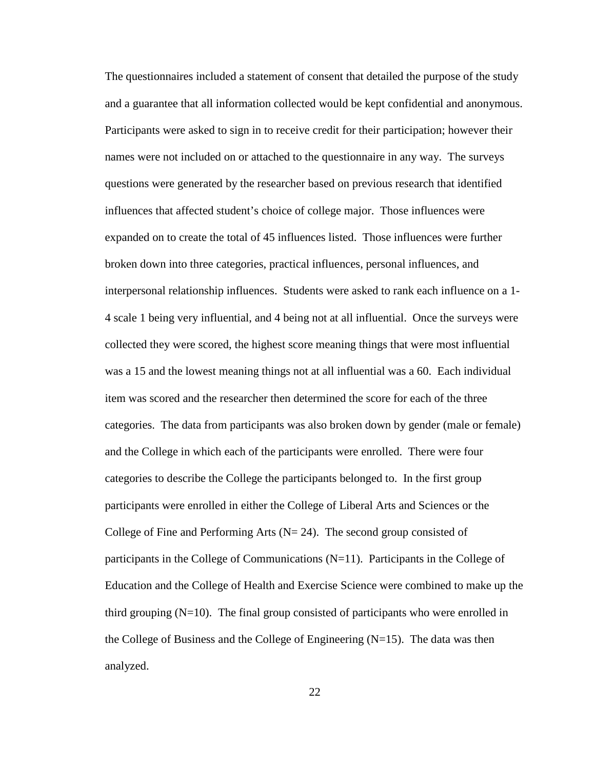The questionnaires included a statement of consent that detailed the purpose of the study and a guarantee that all information collected would be kept confidential and anonymous. Participants were asked to sign in to receive credit for their participation; however their names were not included on or attached to the questionnaire in any way. The surveys questions were generated by the researcher based on previous research that identified influences that affected student's choice of college major. Those influences were expanded on to create the total of 45 influences listed. Those influences were further broken down into three categories, practical influences, personal influences, and interpersonal relationship influences. Students were asked to rank each influence on a 1-4 scale 1 being very influential, and 4 being not at all influential. Once the surveys were collected they were scored, the highest score meaning things that were most influential was a 15 and the lowest meaning things not at all influential was a 60. Each individual item was scored and the researcher then determined the score for each of the three categories. The data from participants was also broken down by gender (male or female) and the College in which each of the participants were enrolled. There were four categories to describe the College the participants belonged to. In the first group participants were enrolled in either the College of Liberal Arts and Sciences or the College of Fine and Performing Arts (N= 24). The second group consisted of participants in the College of Communications (N=11). Participants in the College of Education and the College of Health and Exercise Science were combined to make up the third grouping (N=10). The final group consisted of participants who were enrolled in the College of Business and the College of Engineering (N=15). The data was then analyzed.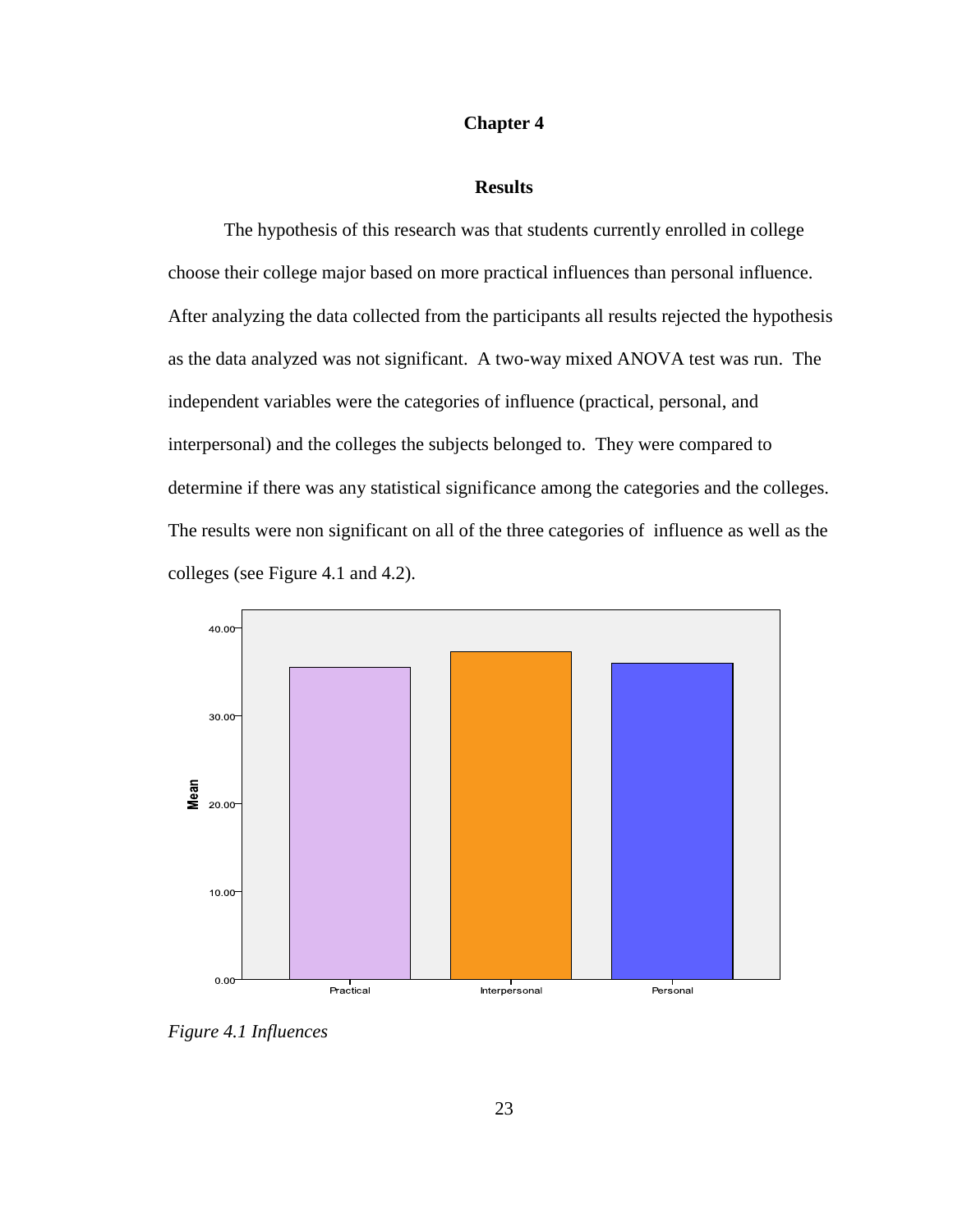# Chapter 4

## Results

The hypothesis of this research was that students currently enrolled in college choose their college major based on more practical influences than personal influence. After analyzing the data collected from the participants all results rejected the hypothesis as the data analyzed was not significant. A two-way mixed ANOVA test was run. The independent variables were the categories of influence (practical, personal, and interpersonal) and the colleges the subjects belonged to. They were compared to determine if there was any statistical significance among the categories and the colleges. The results were non significant on all of the three categories of influence as well as the colleges (see Figure 4.1 and 4.2).

*Figure 4.1 Influences*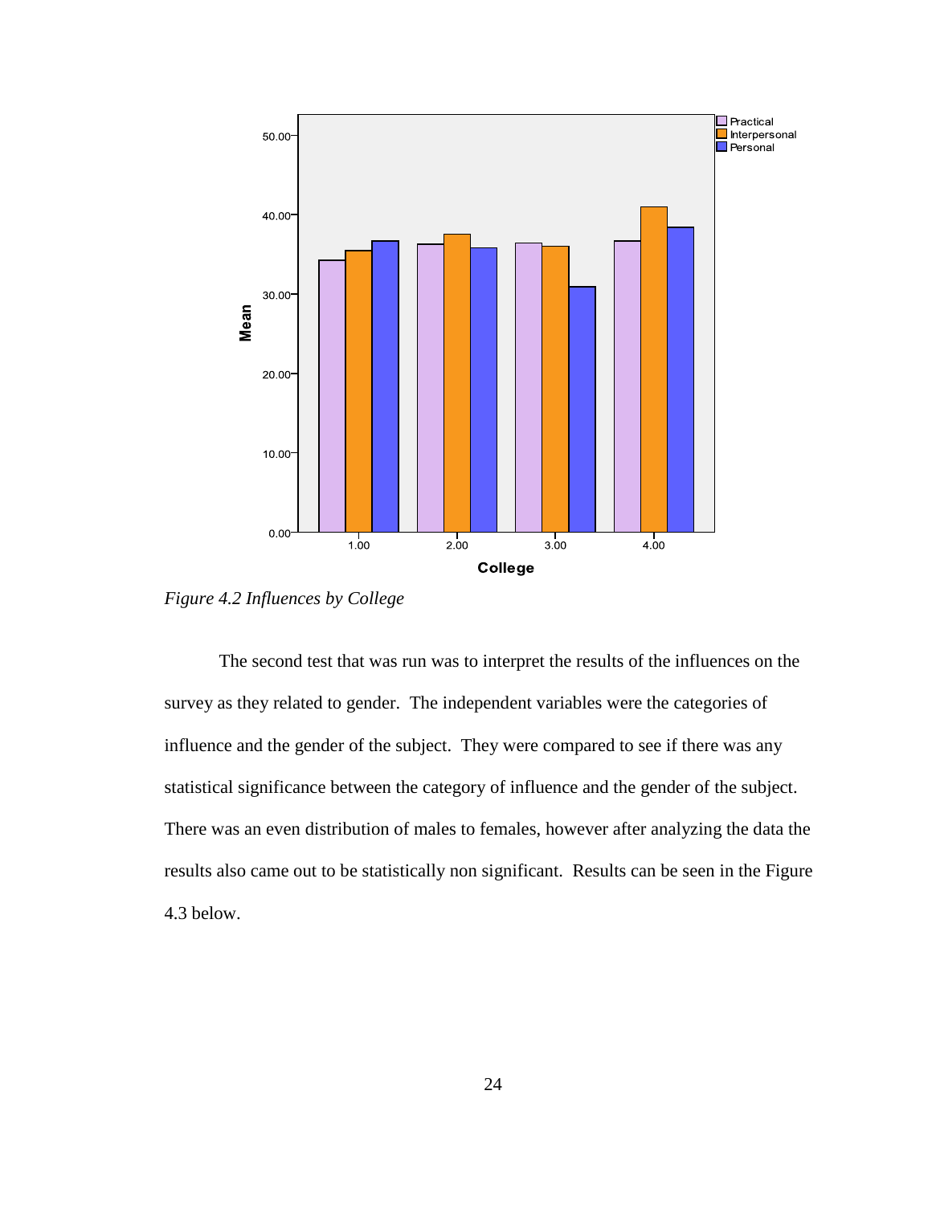*Figure 4.2 Influences by College*

The second test that was run was to interpret the results of the influences on the survey as they related to gender. The independent variables were the categories of influence and the gender of the subject. They were compared to see if there was any statistical significance between the category of influence and the gender of the subject. There was an even distribution of males to females, however after analyzing the data the results also came out to be statistically non significant. Results can be seen in the Figure 4.3 below.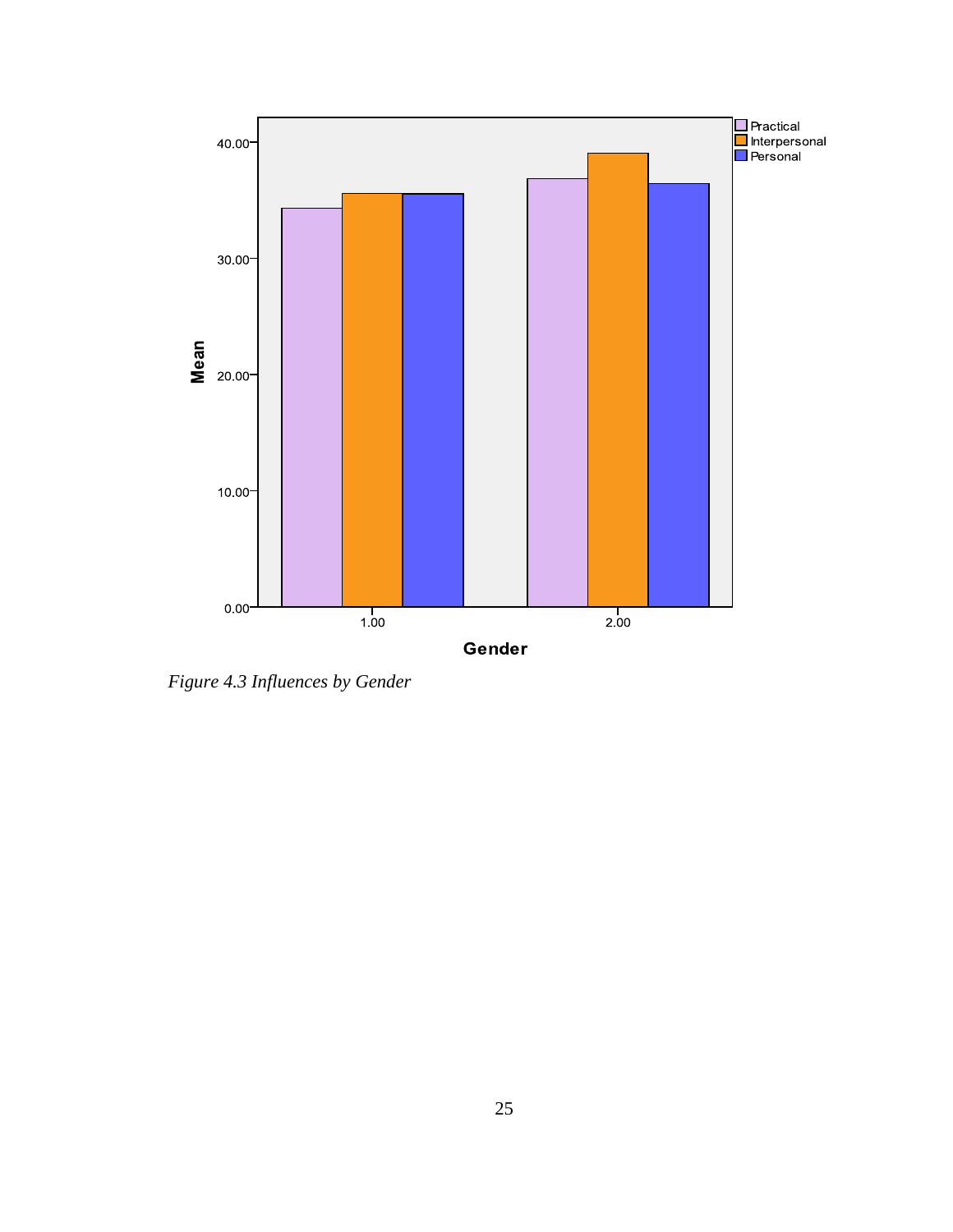*Figure 4.3 Influences by Gender*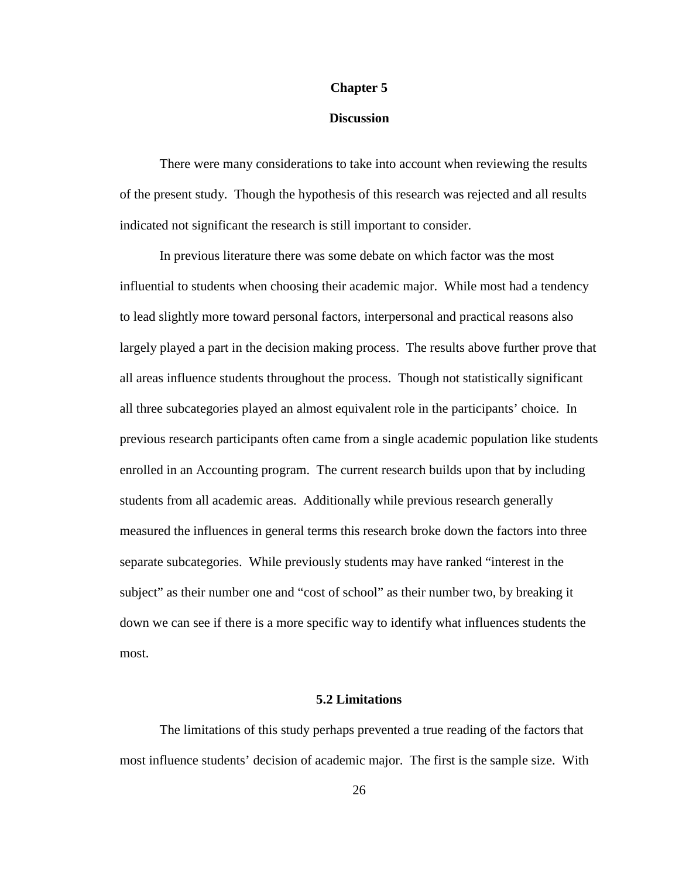# Chapter 5

## Discussion

There were many considerations to take into account when reviewing the results of the present study. Though the hypothesis of this research was rejected and all results indicated not significant the research is still important to consider.

In previous literature there was some debate on which factor was the most influential to students when choosing their academic major. While most had a tendency to lead slightly more toward personal factors, interpersonal and practical reasons also largely played a part in the decision making process. The results above further prove that all areas influence students throughout the process. Though not statistically significant all three subcategories played an almost equivalent role in the participants' choice. In previous research participants often came from a single academic population like students enrolled in an Accounting program. The current research builds upon that by including students from all academic areas. Additionally while previous research generally measured the influences in general terms this research broke down the factors into three separate subcategories. While previously students may have ranked "interest in the subject" as their number one and "cost of school" as their number two, by breaking it down we can see if there is a more specific way to identify what influences students the most.

### 5.2 Limitations

The limitations of this study perhaps prevented a true reading of the factors that most influence students' decision of academic major. The first is the sample size. With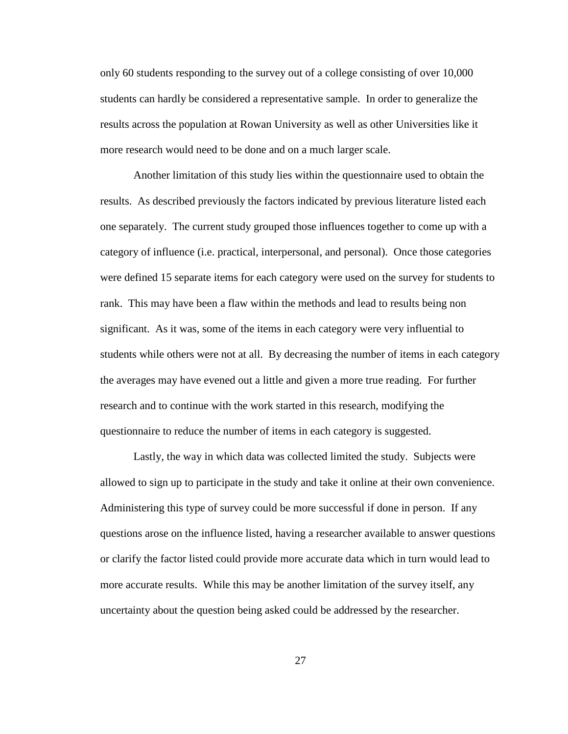only 60 students responding to the survey out of a college consisting of over 10,000 students can hardly be considered a representative sample. In order to generalize the results across the population at Rowan University as well as other Universities like it more research would need to be done and on a much larger scale.

Another limitation of this study lies within the questionnaire used to obtain the results. As described previously the factors indicated by previous literature listed each one separately. The current study grouped those influences together to come up with a category of influence (i.e. practical, interpersonal, and personal). Once those categories were defined 15 separate items for each category were used on the survey for students to rank. This may have been a flaw within the methods and lead to results being non significant. As it was, some of the items in each category were very influential to students while others were not at all. By decreasing the number of items in each category the averages may have evened out a little and given a more true reading. For further research and to continue with the work started in this research, modifying the questionnaire to reduce the number of items in each category is suggested.

Lastly, the way in which data was collected limited the study. Subjects were allowed to sign up to participate in the study and take it online at their own convenience. Administering this type of survey could be more successful if done in person. If any questions arose on the influence listed, having a researcher available to answer questions or clarify the factor listed could provide more accurate data which in turn would lead to more accurate results. While this may be another limitation of the survey itself, any uncertainty about the question being asked could be addressed by the researcher.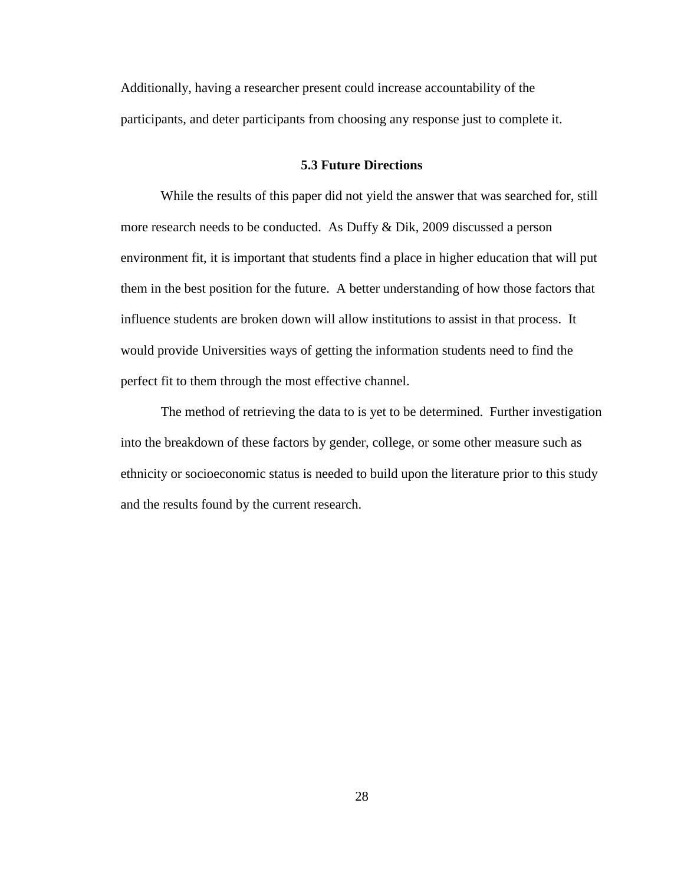Additionally, having a researcher present could increase accountability of the participants, and deter participants from choosing any response just to complete it.

### 5.3 Future Directions

While the results of this paper did not yield the answer that was searched for, still more research needs to be conducted. As Duffy & Dik, 2009 discussed a person environment fit, it is important that students find a place in higher education that will put them in the best position for the future. A better understanding of how those factors that influence students are broken down will allow institutions to assist in that process. It would provide Universities ways of getting the information students need to find the perfect fit to them through the most effective channel.

The method of retrieving the data to is yet to be determined. Further investigation into the breakdown of these factors by gender, college, or some other measure such as ethnicity or socioeconomic status is needed to build upon the literature prior to this study and the results found by the current research.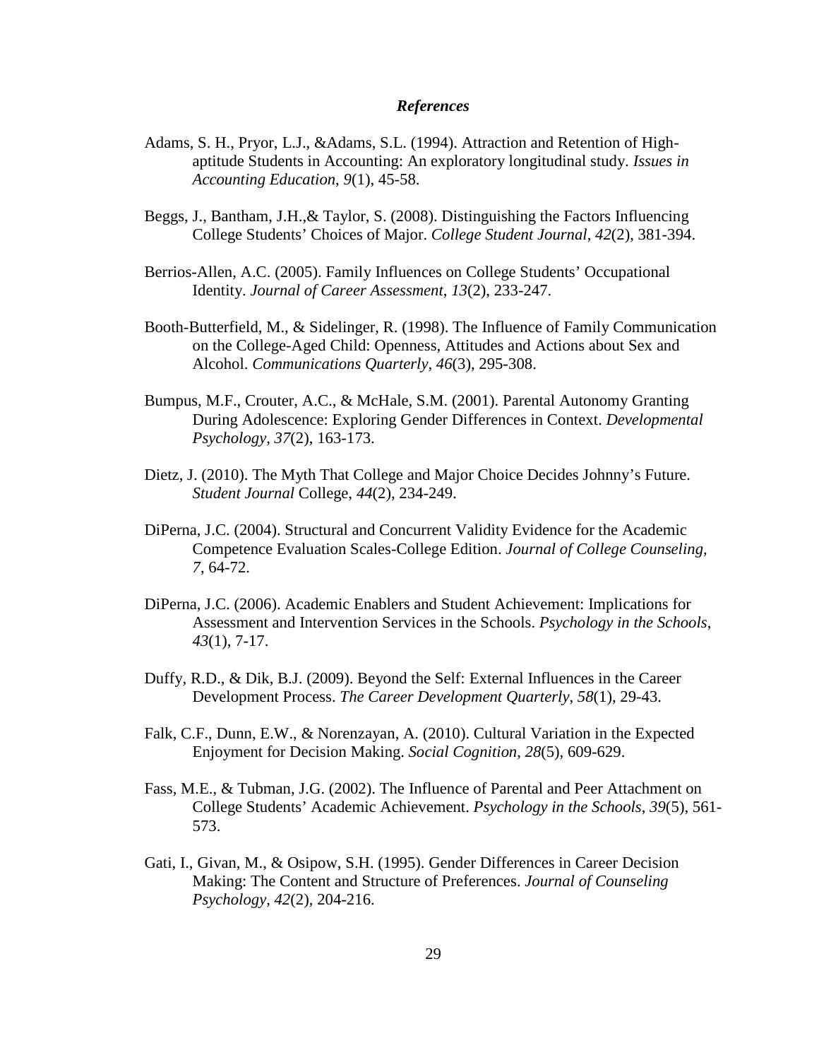### *References*

Adams, S. H., Pryor, L.J., &Adams, S.L. (1994). Attraction and Retention of High-aptitude Students in Accounting: An exploratory longitudinal study. *Issues in Accounting Education*, *9*(1), 45-58.

Beggs, J., Bantham, J.H.,& Taylor, S. (2008). Distinguishing the Factors Influencing College Students' Choices of Major. *College Student Journal*, *42*(2), 381-394.

Berrios-Allen, A.C. (2005). Family Influences on College Students' Occupational Identity. *Journal of Career Assessment*, *13*(2), 233-247.

Booth-Butterfield, M., & Sidelinger, R. (1998). The Influence of Family Communication on the College-Aged Child: Openness, Attitudes and Actions about Sex and Alcohol. *Communications Quarterly*, *46*(3), 295-308.

Bumpus, M.F., Crouter, A.C., & McHale, S.M. (2001). Parental Autonomy Granting During Adolescence: Exploring Gender Differences in Context. *Developmental Psychology*, *37*(2), 163-173.

Dietz, J. (2010). The Myth That College and Major Choice Decides Johnny's Future. *Student Journal* College, *44*(2), 234-249.

DiPerna, J.C. (2004). Structural and Concurrent Validity Evidence for the Academic Competence Evaluation Scales-College Edition. *Journal of College Counseling*, *7*, 64-72.

DiPerna, J.C. (2006). Academic Enablers and Student Achievement: Implications for Assessment and Intervention Services in the Schools. *Psychology in the Schools*, *43*(1), 7-17.

Duffy, R.D., & Dik, B.J. (2009). Beyond the Self: External Influences in the Career Development Process. *The Career Development Quarterly*, *58*(1), 29-43.

Falk, C.F., Dunn, E.W., & Norenzayan, A. (2010). Cultural Variation in the Expected Enjoyment for Decision Making. *Social Cognition*, *28*(5), 609-629.

Fass, M.E., & Tubman, J.G. (2002). The Influence of Parental and Peer Attachment on College Students' Academic Achievement. *Psychology in the Schools*, *39*(5), 561-573.

Gati, I., Givan, M., & Osipow, S.H. (1995). Gender Differences in Career Decision Making: The Content and Structure of Preferences. *Journal of Counseling Psychology*, *42*(2), 204-216.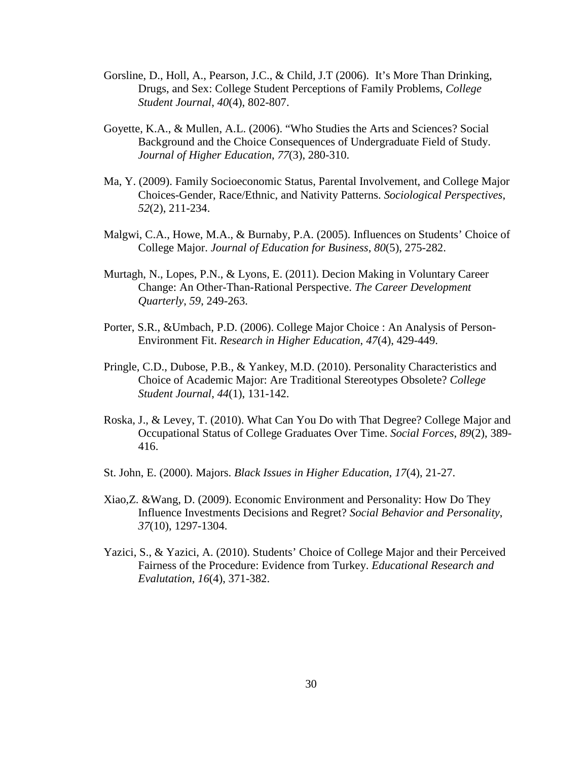Gorsline, D., Holl, A., Pearson, J.C., & Child, J.T (2006). It's More Than Drinking, Drugs, and Sex: College Student Perceptions of Family Problems, *College Student Journal*, *40*(4), 802-807.

Goyette, K.A., & Mullen, A.L. (2006). "Who Studies the Arts and Sciences? Social Background and the Choice Consequences of Undergraduate Field of Study. *Journal of Higher Education*, *77*(3), 280-310.

Ma, Y. (2009). Family Socioeconomic Status, Parental Involvement, and College Major Choices-Gender, Race/Ethnic, and Nativity Patterns. *Sociological Perspectives*, *52*(2), 211-234.

Malgwi, C.A., Howe, M.A., & Burnaby, P.A. (2005). Influences on Students' Choice of College Major. *Journal of Education for Business*, *80*(5), 275-282.

Murtagh, N., Lopes, P.N., & Lyons, E. (2011). Decion Making in Voluntary Career Change: An Other-Than-Rational Perspective. *The Career Development Quarterly*, *59*, 249-263.

Porter, S.R., &Umbach, P.D. (2006). College Major Choice : An Analysis of Person-Environment Fit. *Research in Higher Education*, *47*(4), 429-449.

Pringle, C.D., Dubose, P.B., & Yankey, M.D. (2010). Personality Characteristics and Choice of Academic Major: Are Traditional Stereotypes Obsolete? *College Student Journal*, *44*(1), 131-142.

Roska, J., & Levey, T. (2010). What Can You Do with That Degree? College Major and Occupational Status of College Graduates Over Time. *Social Forces*, *89*(2), 389-416.

St. John, E. (2000). Majors. *Black Issues in Higher Education*, *17*(4), 21-27.

Xiao,Z. &Wang, D. (2009). Economic Environment and Personality: How Do They Influence Investments Decisions and Regret? *Social Behavior and Personality*, *37*(10), 1297-1304.

Yazici, S., & Yazici, A. (2010). Students' Choice of College Major and their Perceived Fairness of the Procedure: Evidence from Turkey. *Educational Research and Evalutation*, *16*(4), 371-382.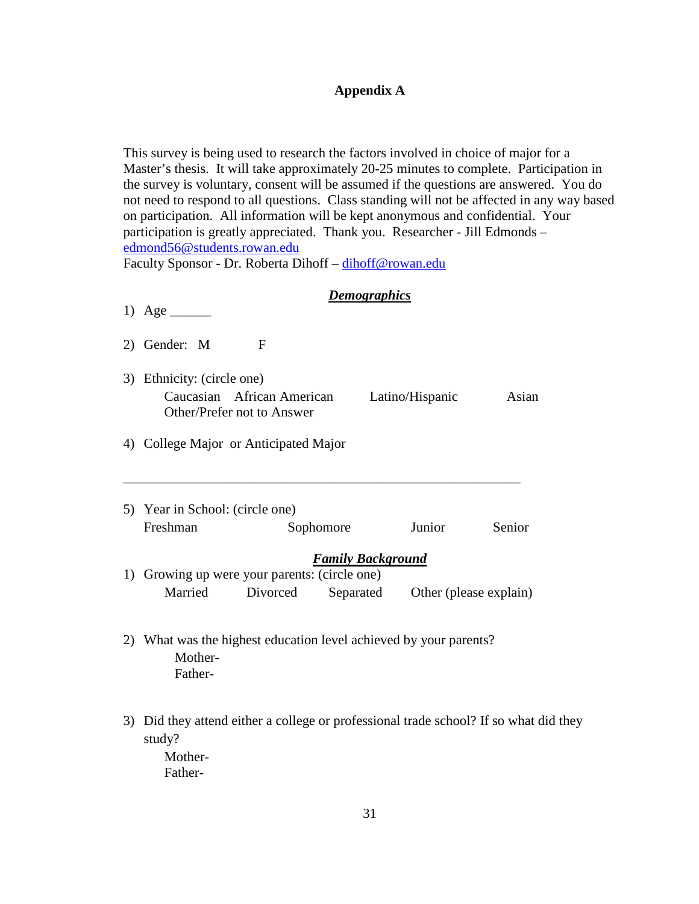## Appendix A

This survey is being used to research the factors involved in choice of major for a Master's thesis. It will take approximately 20-25 minutes to complete. Participation in the survey is voluntary, consent will be assumed if the questions are answered. You do not need to respond to all questions. Class standing will not be affected in any way based on participation. All information will be kept anonymous and confidential. Your participation is greatly appreciated. Thank you. Researcher - Jill Edmonds – edmond56@students.rowan.edu
Faculty Sponsor - Dr. Roberta Dihoff – dihoff@rowan.edu

### ***Demographics***

1) Age ______

2) Gender: M F

3) Ethnicity: (circle one)
   Caucasian African American Latino/Hispanic Asian
   Other/Prefer not to Answer

4) College Major or Anticipated Major

____________________________________________________________

5) Year in School: (circle one)
   Freshman Sophomore Junior Senior

### ***Family Background***

1) Growing up were your parents: (circle one)
   Married Divorced Separated Other (please explain)

2) What was the highest education level achieved by your parents?
   Mother-
   Father-

3) Did they attend either a college or professional trade school? If so what did they study?
   Mother-
   Father-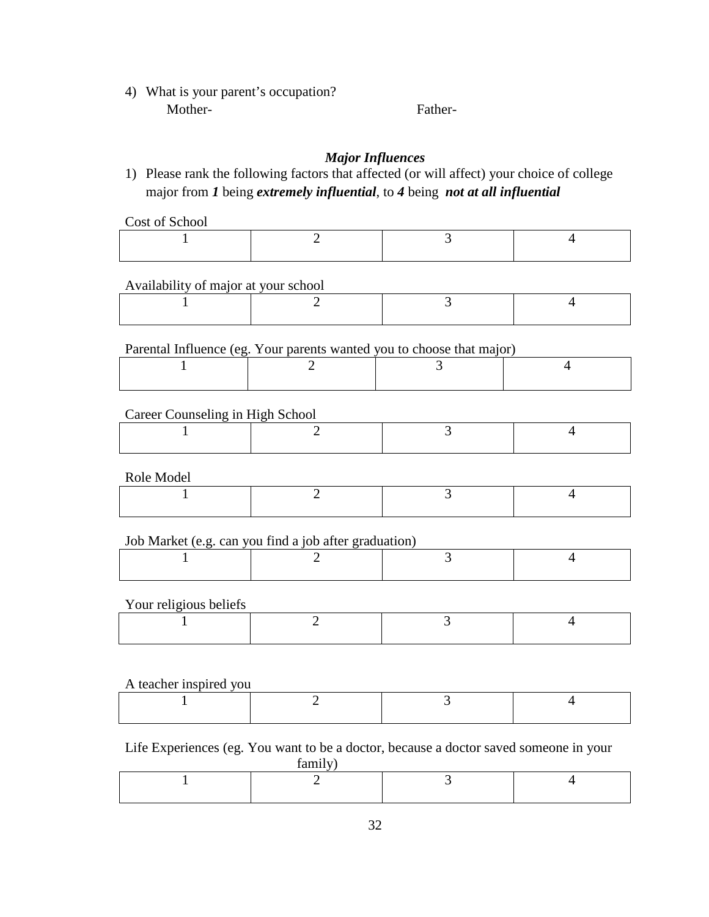4) What is your parent's occupation?
   Mother-                                    Father-

### *Major Influences*

1) Please rank the following factors that affected (or will affect) your choice of college major from ***1*** being ***extremely influential***, to ***4*** being ***not at all influential***

Cost of School

| 1 | 2 | 3 | 4 |
|---|---|---|---|
| | | | |

Availability of major at your school

| 1 | 2 | 3 | 4 |
|---|---|---|---|
| | | | |

Parental Influence (eg. Your parents wanted you to choose that major)

| 1 | 2 | 3 | 4 |
|---|---|---|---|
| | | | |

Career Counseling in High School

| 1 | 2 | 3 | 4 |
|---|---|---|---|
| | | | |

Role Model

| 1 | 2 | 3 | 4 |
|---|---|---|---|
| | | | |

Job Market (e.g. can you find a job after graduation)

| 1 | 2 | 3 | 4 |
|---|---|---|---|
| | | | |

Your religious beliefs

| 1 | 2 | 3 | 4 |
|---|---|---|---|
| | | | |

A teacher inspired you

| 1 | 2 | 3 | 4 |
|---|---|---|---|
| | | | |

Life Experiences (eg. You want to be a doctor, because a doctor saved someone in your family)

| 1 | 2 | 3 | 4 |
|---|---|---|---|
| | | | |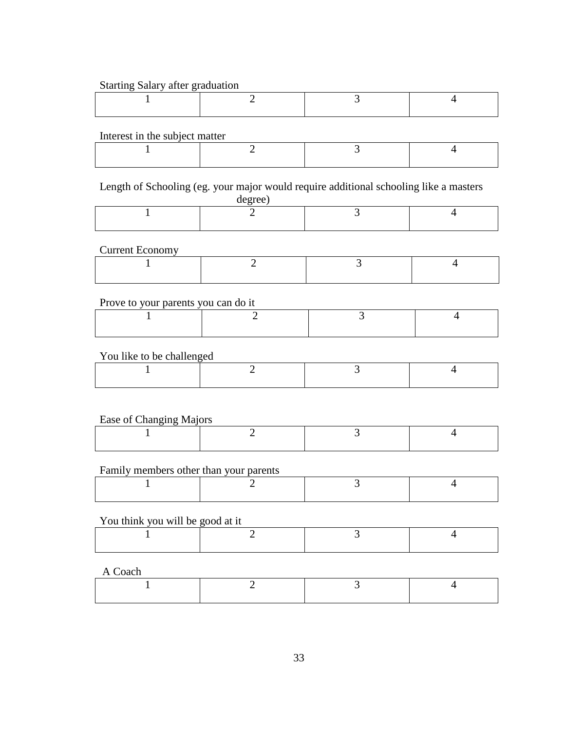Starting Salary after graduation

| 1 | 2 | 3 | 4 |
|---|---|---|---|
| | | | |

Interest in the subject matter

| 1 | 2 | 3 | 4 |
|---|---|---|---|
| | | | |

Length of Schooling (eg. your major would require additional schooling like a masters degree)

| 1 | 2 | 3 | 4 |
|---|---|---|---|
| | | | |

Current Economy

| 1 | 2 | 3 | 4 |
|---|---|---|---|
| | | | |

Prove to your parents you can do it

| 1 | 2 | 3 | 4 |
|---|---|---|---|
| | | | |

You like to be challenged

| 1 | 2 | 3 | 4 |
|---|---|---|---|
| | | | |

Ease of Changing Majors

| 1 | 2 | 3 | 4 |
|---|---|---|---|
| | | | |

Family members other than your parents

| 1 | 2 | 3 | 4 |
|---|---|---|---|
| | | | |

You think you will be good at it

| 1 | 2 | 3 | 4 |
|---|---|---|---|
| | | | |

A Coach

| 1 | 2 | 3 | 4 |
|---|---|---|---|
| | | | |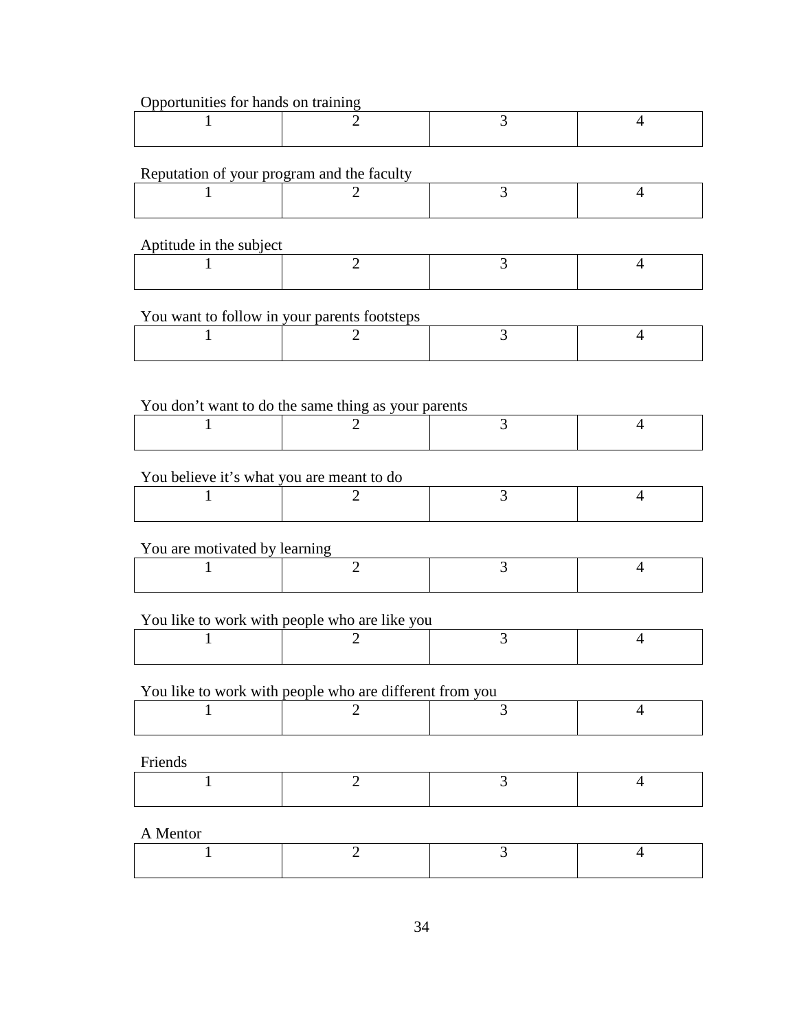Opportunities for hands on training

| 1 | 2 | 3 | 4 |
| --- | --- | --- | --- |

Reputation of your program and the faculty

| 1 | 2 | 3 | 4 |
| --- | --- | --- | --- |

Aptitude in the subject

| 1 | 2 | 3 | 4 |
| --- | --- | --- | --- |

You want to follow in your parents footsteps

| 1 | 2 | 3 | 4 |
| --- | --- | --- | --- |

You don't want to do the same thing as your parents

| 1 | 2 | 3 | 4 |
| --- | --- | --- | --- |

You believe it's what you are meant to do

| 1 | 2 | 3 | 4 |
| --- | --- | --- | --- |

You are motivated by learning

| 1 | 2 | 3 | 4 |
| --- | --- | --- | --- |

You like to work with people who are like you

| 1 | 2 | 3 | 4 |
| --- | --- | --- | --- |

You like to work with people who are different from you

| 1 | 2 | 3 | 4 |
| --- | --- | --- | --- |

Friends

| 1 | 2 | 3 | 4 |
| --- | --- | --- | --- |

A Mentor

| 1 | 2 | 3 | 4 |
| --- | --- | --- | --- |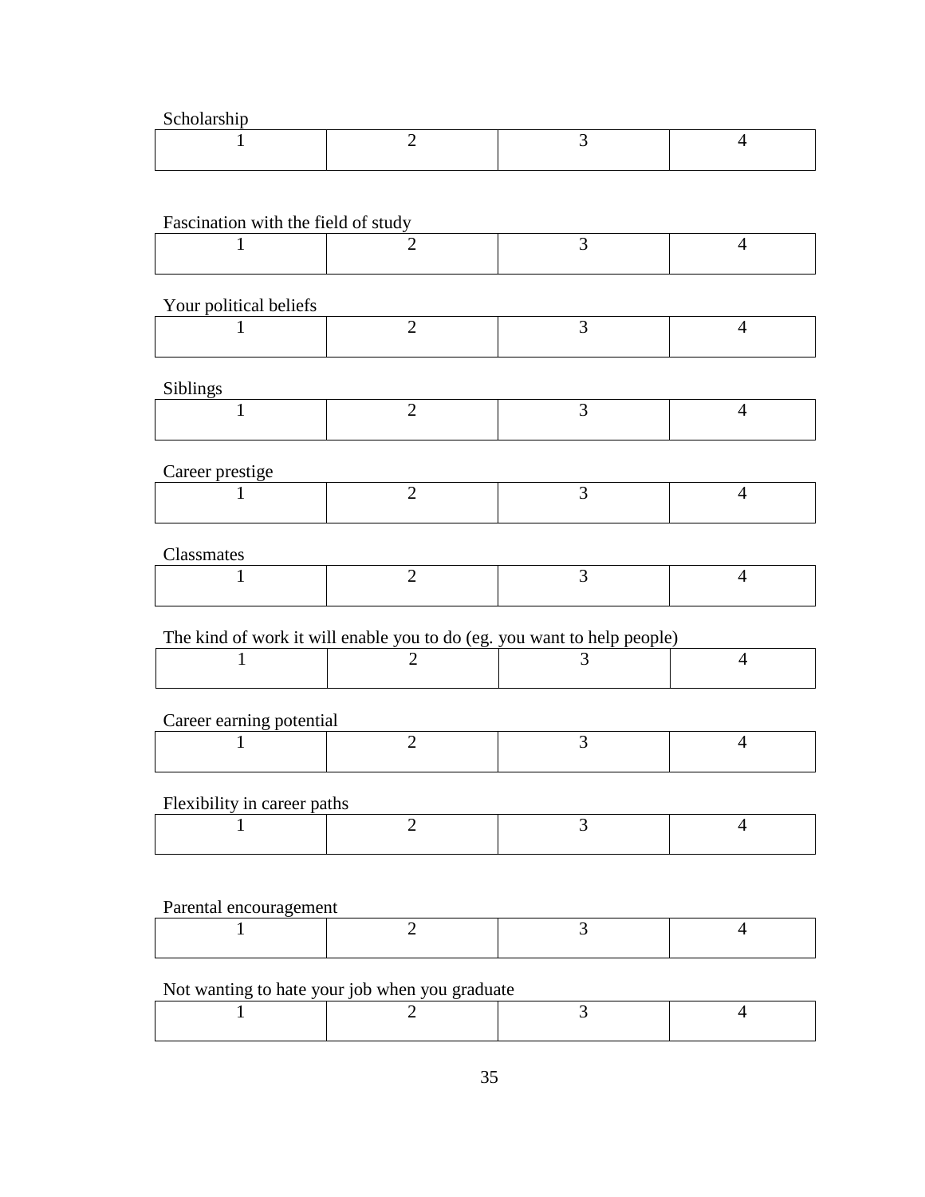Scholarship

| 1 | 2 | 3 | 4 |
|---|---|---|---|

Fascination with the field of study

| 1 | 2 | 3 | 4 |
|---|---|---|---|

Your political beliefs

| 1 | 2 | 3 | 4 |
|---|---|---|---|

Siblings

| 1 | 2 | 3 | 4 |
|---|---|---|---|

Career prestige

| 1 | 2 | 3 | 4 |
|---|---|---|---|

Classmates

| 1 | 2 | 3 | 4 |
|---|---|---|---|

The kind of work it will enable you to do (eg. you want to help people)

| 1 | 2 | 3 | 4 |
|---|---|---|---|

Career earning potential

| 1 | 2 | 3 | 4 |
|---|---|---|---|

Flexibility in career paths

| 1 | 2 | 3 | 4 |
|---|---|---|---|

Parental encouragement

| 1 | 2 | 3 | 4 |
|---|---|---|---|

Not wanting to hate your job when you graduate

| 1 | 2 | 3 | 4 |
|---|---|---|---|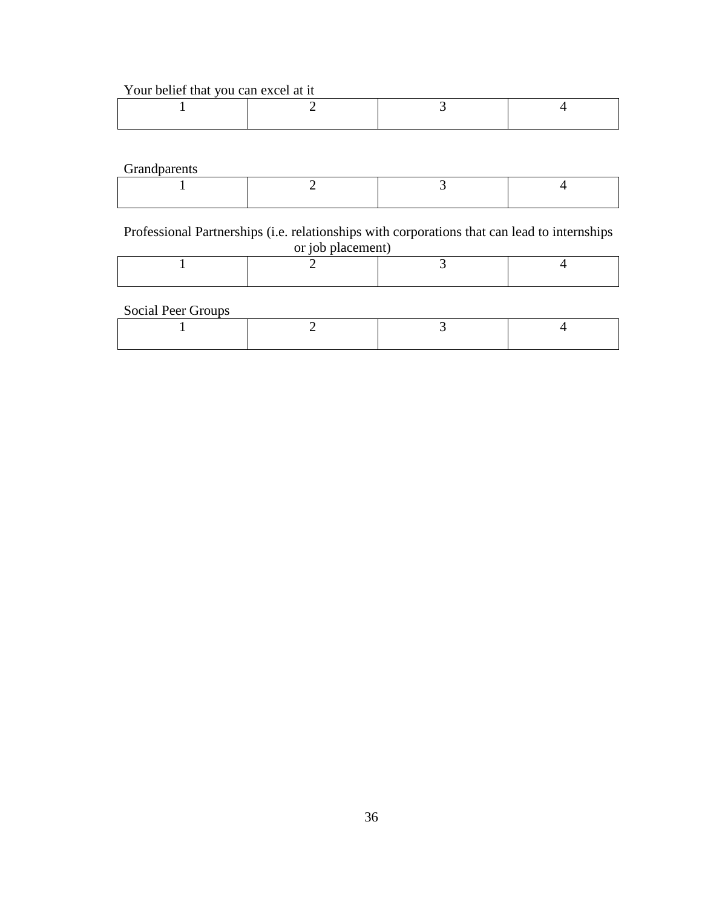Your belief that you can excel at it

| | | | |
|---|---|---|---|
| 1 | 2 | 3 | 4 |

Grandparents

| | | | |
|---|---|---|---|
| 1 | 2 | 3 | 4 |

Professional Partnerships (i.e. relationships with corporations that can lead to internships or job placement)

| | | | |
|---|---|---|---|
| 1 | 2 | 3 | 4 |

Social Peer Groups

| | | | |
|---|---|---|---|
| 1 | 2 | 3 | 4 |